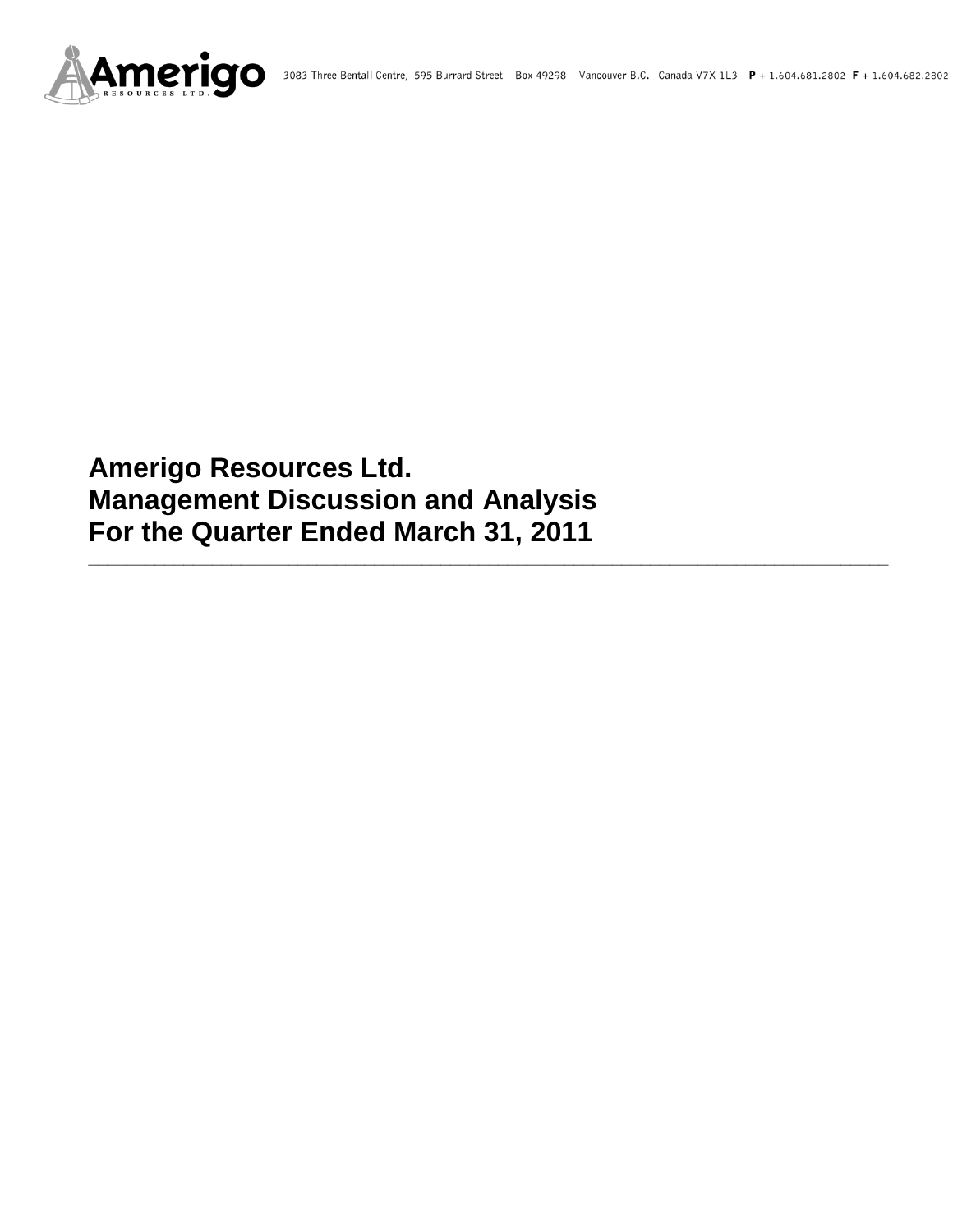3083 Three Bentall Centre, 595 Burrard Street Box 49298 Vancouver B.C. Canada V7X 1L3 **P** + 1.604.681.2802 **F** + 1.604.682.2802

# Amerigo Resources Ltd.
# Management Discussion and Analysis
# For the Quarter Ended March 31, 2011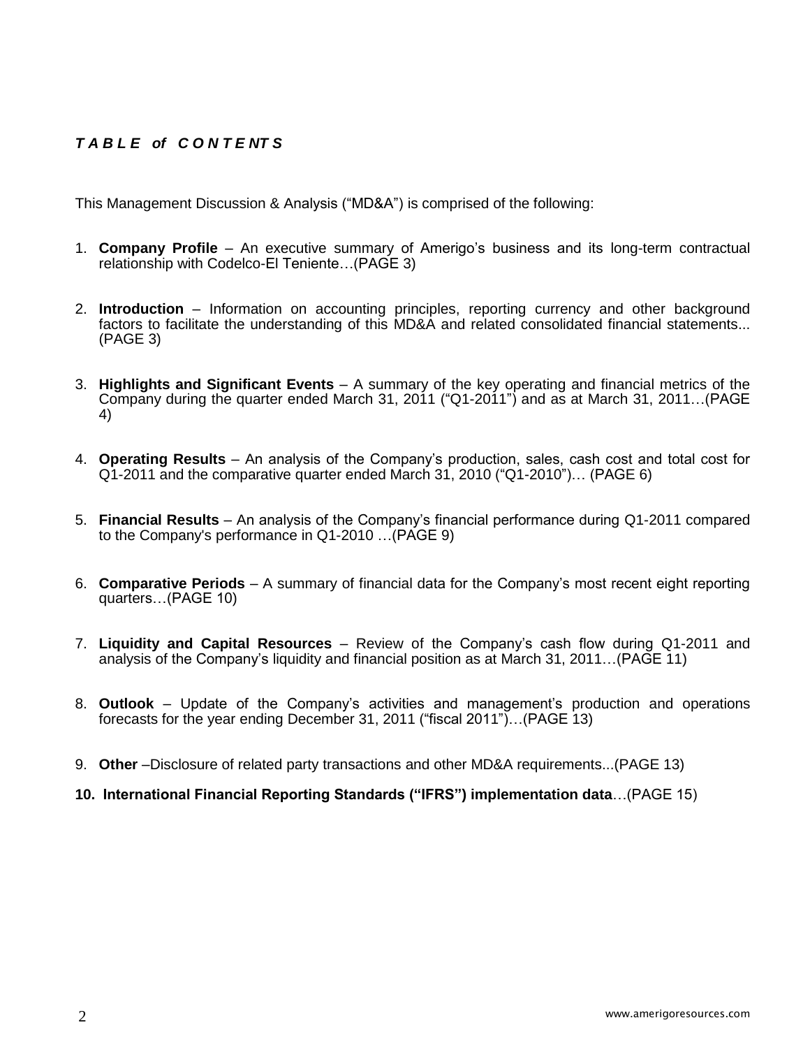## *T A B L E of C O N T E NT S*

This Management Discussion & Analysis ("MD&A") is comprised of the following:

1. **Company Profile** – An executive summary of Amerigo's business and its long-term contractual relationship with Codelco-El Teniente…(PAGE 3)

2. **Introduction** – Information on accounting principles, reporting currency and other background factors to facilitate the understanding of this MD&A and related consolidated financial statements... (PAGE 3)

3. **Highlights and Significant Events** – A summary of the key operating and financial metrics of the Company during the quarter ended March 31, 2011 ("Q1-2011") and as at March 31, 2011…(PAGE 4)

4. **Operating Results** – An analysis of the Company's production, sales, cash cost and total cost for Q1-2011 and the comparative quarter ended March 31, 2010 ("Q1-2010")… (PAGE 6)

5. **Financial Results** – An analysis of the Company's financial performance during Q1-2011 compared to the Company's performance in Q1-2010 …(PAGE 9)

6. **Comparative Periods** – A summary of financial data for the Company's most recent eight reporting quarters…(PAGE 10)

7. **Liquidity and Capital Resources** – Review of the Company's cash flow during Q1-2011 and analysis of the Company's liquidity and financial position as at March 31, 2011…(PAGE 11)

8. **Outlook** – Update of the Company's activities and management's production and operations forecasts for the year ending December 31, 2011 ("fiscal 2011")…(PAGE 13)

9. **Other** –Disclosure of related party transactions and other MD&A requirements...(PAGE 13)

10. **International Financial Reporting Standards ("IFRS") implementation data**…(PAGE 15)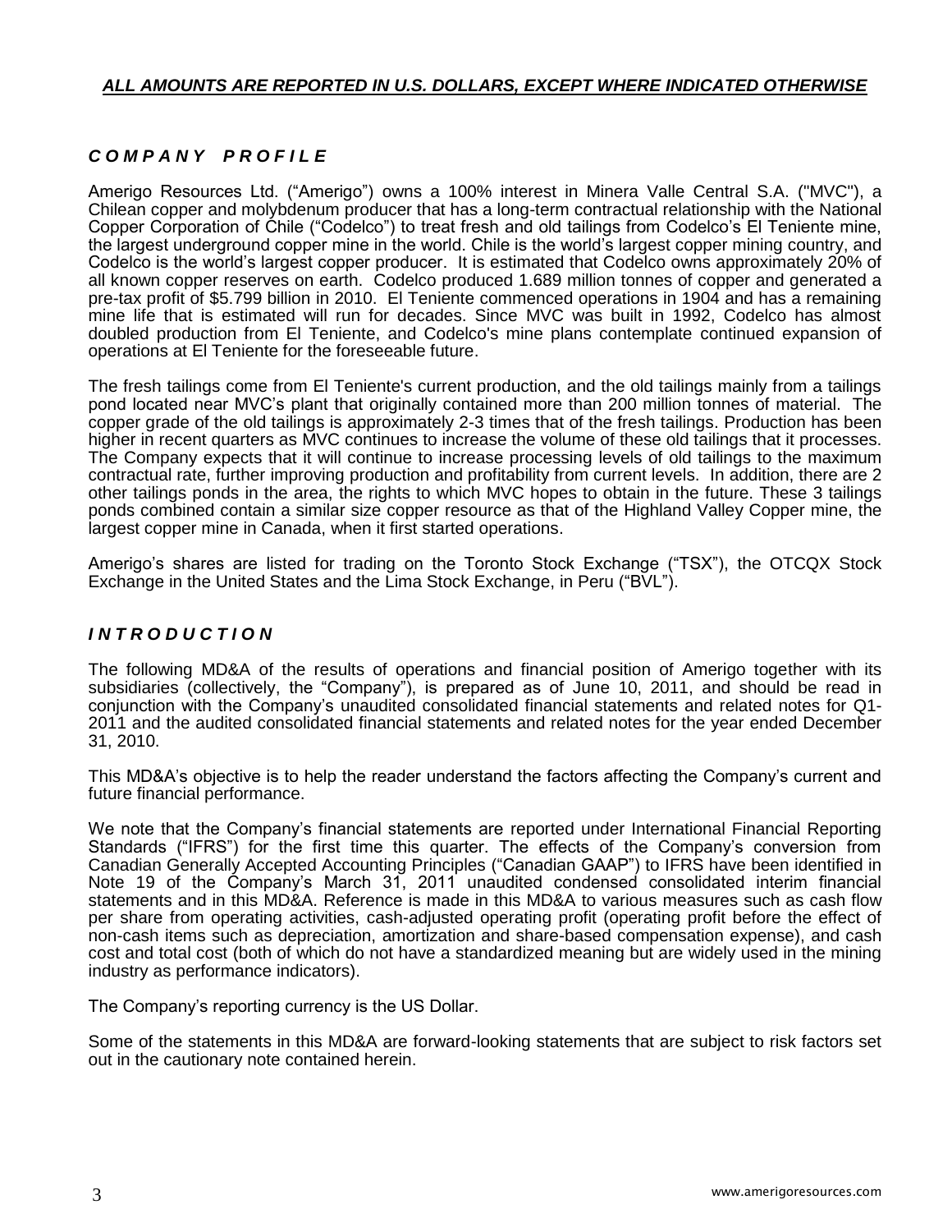***ALL AMOUNTS ARE REPORTED IN U.S. DOLLARS, EXCEPT WHERE INDICATED OTHERWISE***

## ***COMPANY PROFILE***

Amerigo Resources Ltd. ("Amerigo") owns a 100% interest in Minera Valle Central S.A. ("MVC"), a Chilean copper and molybdenum producer that has a long-term contractual relationship with the National Copper Corporation of Chile ("Codelco") to treat fresh and old tailings from Codelco's El Teniente mine, the largest underground copper mine in the world. Chile is the world's largest copper mining country, and Codelco is the world's largest copper producer. It is estimated that Codelco owns approximately 20% of all known copper reserves on earth. Codelco produced 1.689 million tonnes of copper and generated a pre-tax profit of $5.799 billion in 2010. El Teniente commenced operations in 1904 and has a remaining mine life that is estimated will run for decades. Since MVC was built in 1992, Codelco has almost doubled production from El Teniente, and Codelco's mine plans contemplate continued expansion of operations at El Teniente for the foreseeable future.

The fresh tailings come from El Teniente's current production, and the old tailings mainly from a tailings pond located near MVC's plant that originally contained more than 200 million tonnes of material. The copper grade of the old tailings is approximately 2-3 times that of the fresh tailings. Production has been higher in recent quarters as MVC continues to increase the volume of these old tailings that it processes. The Company expects that it will continue to increase processing levels of old tailings to the maximum contractual rate, further improving production and profitability from current levels. In addition, there are 2 other tailings ponds in the area, the rights to which MVC hopes to obtain in the future. These 3 tailings ponds combined contain a similar size copper resource as that of the Highland Valley Copper mine, the largest copper mine in Canada, when it first started operations.

Amerigo's shares are listed for trading on the Toronto Stock Exchange ("TSX"), the OTCQX Stock Exchange in the United States and the Lima Stock Exchange, in Peru ("BVL").

## ***INTRODUCTION***

The following MD&A of the results of operations and financial position of Amerigo together with its subsidiaries (collectively, the "Company"), is prepared as of June 10, 2011, and should be read in conjunction with the Company's unaudited consolidated financial statements and related notes for Q1-2011 and the audited consolidated financial statements and related notes for the year ended December 31, 2010.

This MD&A's objective is to help the reader understand the factors affecting the Company's current and future financial performance.

We note that the Company's financial statements are reported under International Financial Reporting Standards ("IFRS") for the first time this quarter. The effects of the Company's conversion from Canadian Generally Accepted Accounting Principles ("Canadian GAAP") to IFRS have been identified in Note 19 of the Company's March 31, 2011 unaudited condensed consolidated interim financial statements and in this MD&A. Reference is made in this MD&A to various measures such as cash flow per share from operating activities, cash-adjusted operating profit (operating profit before the effect of non-cash items such as depreciation, amortization and share-based compensation expense), and cash cost and total cost (both of which do not have a standardized meaning but are widely used in the mining industry as performance indicators).

The Company's reporting currency is the US Dollar.

Some of the statements in this MD&A are forward-looking statements that are subject to risk factors set out in the cautionary note contained herein.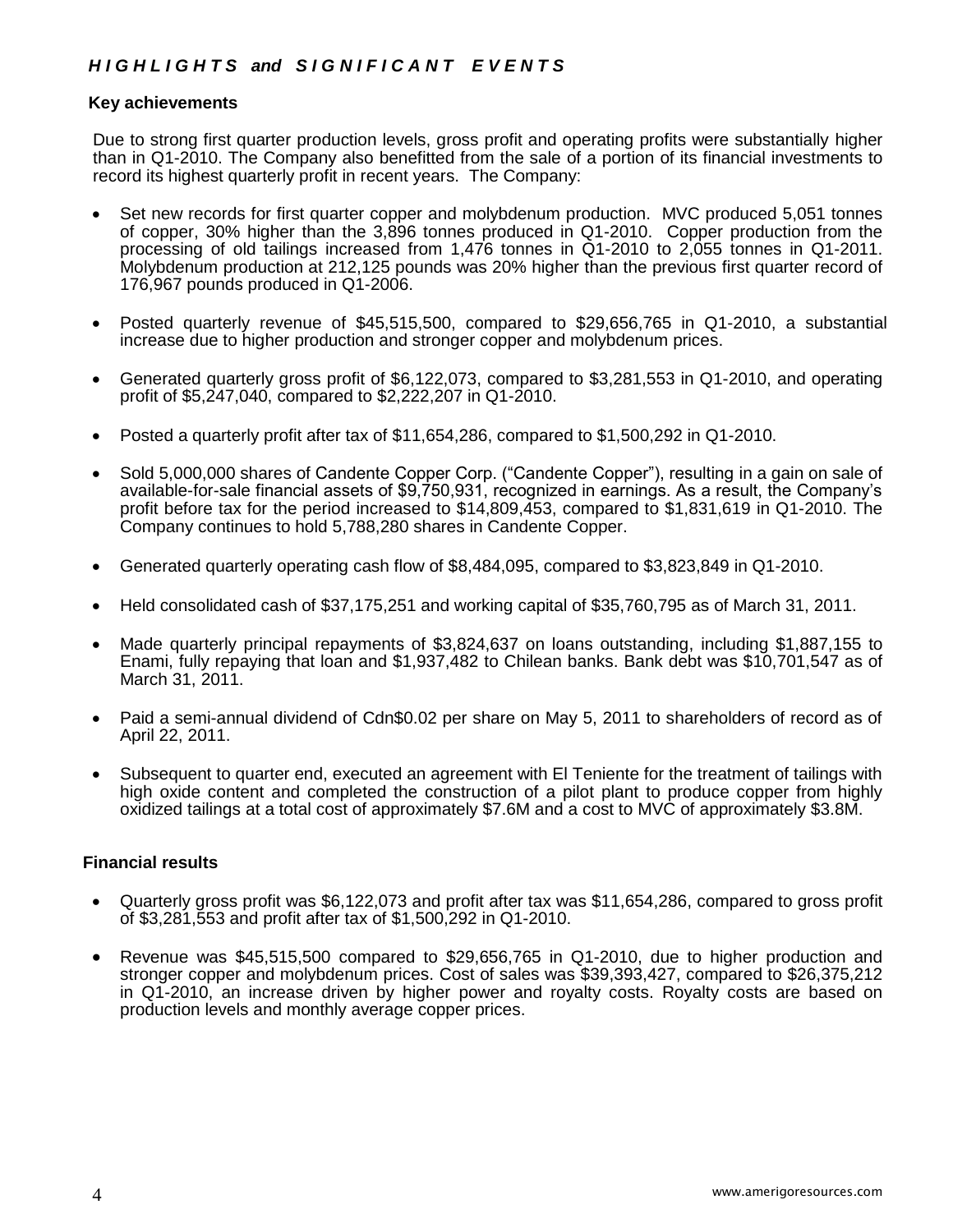# *HIGHLIGHTS and SIGNIFICANT EVENTS*

### Key achievements

Due to strong first quarter production levels, gross profit and operating profits were substantially higher than in Q1-2010. The Company also benefitted from the sale of a portion of its financial investments to record its highest quarterly profit in recent years. The Company:

- Set new records for first quarter copper and molybdenum production. MVC produced 5,051 tonnes of copper, 30% higher than the 3,896 tonnes produced in Q1-2010. Copper production from the processing of old tailings increased from 1,476 tonnes in Q1-2010 to 2,055 tonnes in Q1-2011. Molybdenum production at 212,125 pounds was 20% higher than the previous first quarter record of 176,967 pounds produced in Q1-2006.

- Posted quarterly revenue of $45,515,500, compared to $29,656,765 in Q1-2010, a substantial increase due to higher production and stronger copper and molybdenum prices.

- Generated quarterly gross profit of $6,122,073, compared to $3,281,553 in Q1-2010, and operating profit of $5,247,040, compared to $2,222,207 in Q1-2010.

- Posted a quarterly profit after tax of $11,654,286, compared to $1,500,292 in Q1-2010.

- Sold 5,000,000 shares of Candente Copper Corp. ("Candente Copper"), resulting in a gain on sale of available-for-sale financial assets of $9,750,931, recognized in earnings. As a result, the Company's profit before tax for the period increased to $14,809,453, compared to $1,831,619 in Q1-2010. The Company continues to hold 5,788,280 shares in Candente Copper.

- Generated quarterly operating cash flow of $8,484,095, compared to $3,823,849 in Q1-2010.

- Held consolidated cash of $37,175,251 and working capital of $35,760,795 as of March 31, 2011.

- Made quarterly principal repayments of $3,824,637 on loans outstanding, including $1,887,155 to Enami, fully repaying that loan and $1,937,482 to Chilean banks. Bank debt was $10,701,547 as of March 31, 2011.

- Paid a semi-annual dividend of Cdn$0.02 per share on May 5, 2011 to shareholders of record as of April 22, 2011.

- Subsequent to quarter end, executed an agreement with El Teniente for the treatment of tailings with high oxide content and completed the construction of a pilot plant to produce copper from highly oxidized tailings at a total cost of approximately $7.6M and a cost to MVC of approximately $3.8M.

### Financial results

- Quarterly gross profit was $6,122,073 and profit after tax was $11,654,286, compared to gross profit of $3,281,553 and profit after tax of $1,500,292 in Q1-2010.

- Revenue was $45,515,500 compared to $29,656,765 in Q1-2010, due to higher production and stronger copper and molybdenum prices. Cost of sales was $39,393,427, compared to $26,375,212 in Q1-2010, an increase driven by higher power and royalty costs. Royalty costs are based on production levels and monthly average copper prices.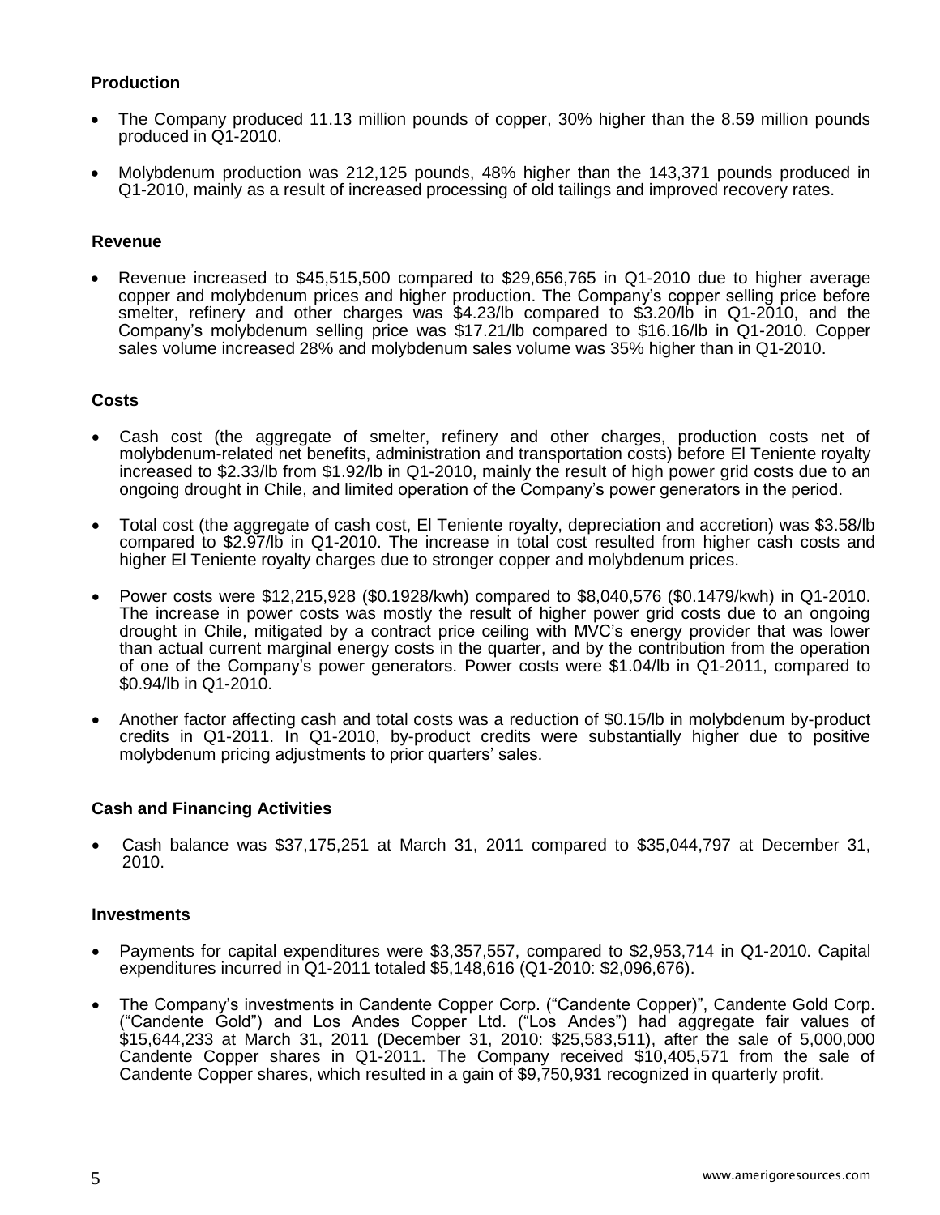### Production

- The Company produced 11.13 million pounds of copper, 30% higher than the 8.59 million pounds produced in Q1-2010.
- Molybdenum production was 212,125 pounds, 48% higher than the 143,371 pounds produced in Q1-2010, mainly as a result of increased processing of old tailings and improved recovery rates.

### Revenue

- Revenue increased to $45,515,500 compared to $29,656,765 in Q1-2010 due to higher average copper and molybdenum prices and higher production. The Company's copper selling price before smelter, refinery and other charges was $4.23/lb compared to $3.20/lb in Q1-2010, and the Company's molybdenum selling price was $17.21/lb compared to $16.16/lb in Q1-2010. Copper sales volume increased 28% and molybdenum sales volume was 35% higher than in Q1-2010.

### Costs

- Cash cost (the aggregate of smelter, refinery and other charges, production costs net of molybdenum-related net benefits, administration and transportation costs) before El Teniente royalty increased to $2.33/lb from $1.92/lb in Q1-2010, mainly the result of high power grid costs due to an ongoing drought in Chile, and limited operation of the Company's power generators in the period.
- Total cost (the aggregate of cash cost, El Teniente royalty, depreciation and accretion) was $3.58/lb compared to $2.97/lb in Q1-2010. The increase in total cost resulted from higher cash costs and higher El Teniente royalty charges due to stronger copper and molybdenum prices.
- Power costs were $12,215,928 ($0.1928/kwh) compared to $8,040,576 ($0.1479/kwh) in Q1-2010. The increase in power costs was mostly the result of higher power grid costs due to an ongoing drought in Chile, mitigated by a contract price ceiling with MVC's energy provider that was lower than actual current marginal energy costs in the quarter, and by the contribution from the operation of one of the Company's power generators. Power costs were $1.04/lb in Q1-2011, compared to $0.94/lb in Q1-2010.
- Another factor affecting cash and total costs was a reduction of $0.15/lb in molybdenum by-product credits in Q1-2011. In Q1-2010, by-product credits were substantially higher due to positive molybdenum pricing adjustments to prior quarters' sales.

### Cash and Financing Activities

- Cash balance was $37,175,251 at March 31, 2011 compared to $35,044,797 at December 31, 2010.

### Investments

- Payments for capital expenditures were $3,357,557, compared to $2,953,714 in Q1-2010. Capital expenditures incurred in Q1-2011 totaled $5,148,616 (Q1-2010: $2,096,676).
- The Company's investments in Candente Copper Corp. ("Candente Copper)", Candente Gold Corp. ("Candente Gold") and Los Andes Copper Ltd. ("Los Andes") had aggregate fair values of $15,644,233 at March 31, 2011 (December 31, 2010: $25,583,511), after the sale of 5,000,000 Candente Copper shares in Q1-2011. The Company received $10,405,571 from the sale of Candente Copper shares, which resulted in a gain of $9,750,931 recognized in quarterly profit.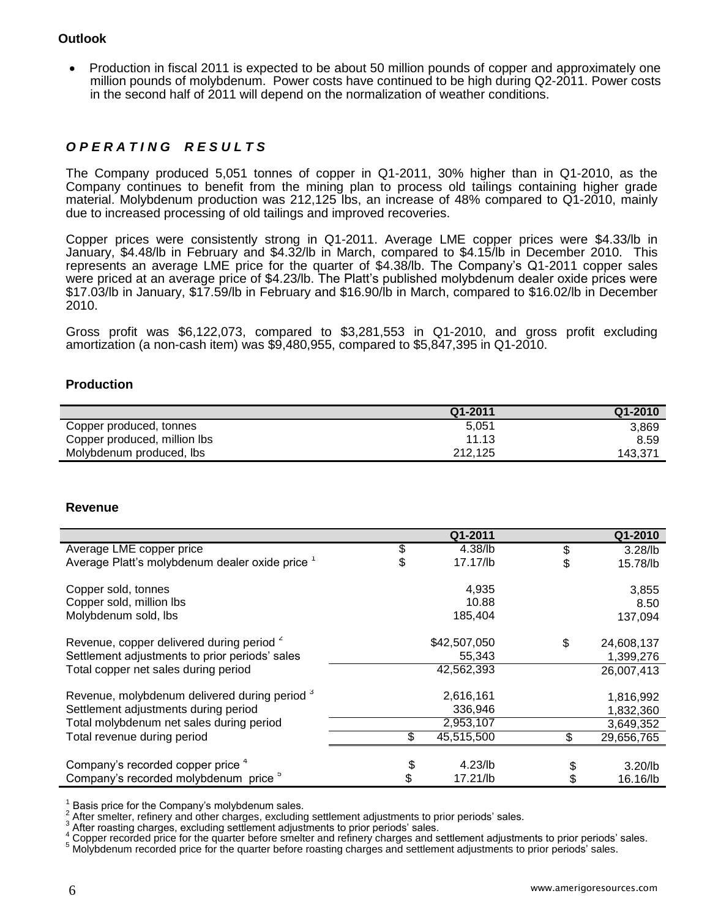**Outlook**

- Production in fiscal 2011 is expected to be about 50 million pounds of copper and approximately one million pounds of molybdenum. Power costs have continued to be high during Q2-2011. Power costs in the second half of 2011 will depend on the normalization of weather conditions.

## *O P E R A T I N G   R E S U L T S*

The Company produced 5,051 tonnes of copper in Q1-2011, 30% higher than in Q1-2010, as the Company continues to benefit from the mining plan to process old tailings containing higher grade material. Molybdenum production was 212,125 lbs, an increase of 48% compared to Q1-2010, mainly due to increased processing of old tailings and improved recoveries.

Copper prices were consistently strong in Q1-2011. Average LME copper prices were $4.33/lb in January, $4.48/lb in February and $4.32/lb in March, compared to $4.15/lb in December 2010. This represents an average LME price for the quarter of $4.38/lb. The Company's Q1-2011 copper sales were priced at an average price of $4.23/lb. The Platt's published molybdenum dealer oxide prices were $17.03/lb in January, $17.59/lb in February and $16.90/lb in March, compared to $16.02/lb in December 2010.

Gross profit was $6,122,073, compared to $3,281,553 in Q1-2010, and gross profit excluding amortization (a non-cash item) was $9,480,955, compared to $5,847,395 in Q1-2010.

**Production**

| | Q1-2011 | Q1-2010 |
|---|---|---|
| Copper produced, tonnes | 5,051 | 3,869 |
| Copper produced, million lbs | 11.13 | 8.59 |
| Molybdenum produced, lbs | 212,125 | 143,371 |

**Revenue**

| | Q1-2011 | Q1-2010 |
|---|---|---|
| Average LME copper price | $ 4.38/lb | $ 3.28/lb |
| Average Platt's molybdenum dealer oxide price [1] | $ 17.17/lb | $ 15.78/lb |
| | | |
| Copper sold, tonnes | 4,935 | 3,855 |
| Copper sold, million lbs | 10.88 | 8.50 |
| Molybdenum sold, lbs | 185,404 | 137,094 |
| | | |
| Revenue, copper delivered during period [2] | $42,507,050 | $ 24,608,137 |
| Settlement adjustments to prior periods' sales | 55,343 | 1,399,276 |
| Total copper net sales during period | 42,562,393 | 26,007,413 |
| | | |
| Revenue, molybdenum delivered during period [3] | 2,616,161 | 1,816,992 |
| Settlement adjustments during period | 336,946 | 1,832,360 |
| Total molybdenum net sales during period | 2,953,107 | 3,649,352 |
| Total revenue during period | $ 45,515,500 | $ 29,656,765 |
| | | |
| Company's recorded copper price [4] | $ 4.23/lb | $ 3.20/lb |
| Company's recorded molybdenum price [5] | $ 17.21/lb | $ 16.16/lb |

[1] Basis price for the Company's molybdenum sales.
[2] After smelter, refinery and other charges, excluding settlement adjustments to prior periods' sales.
[3] After roasting charges, excluding settlement adjustments to prior periods' sales.
[4] Copper recorded price for the quarter before smelter and refinery charges and settlement adjustments to prior periods' sales.
[5] Molybdenum recorded price for the quarter before roasting charges and settlement adjustments to prior periods' sales.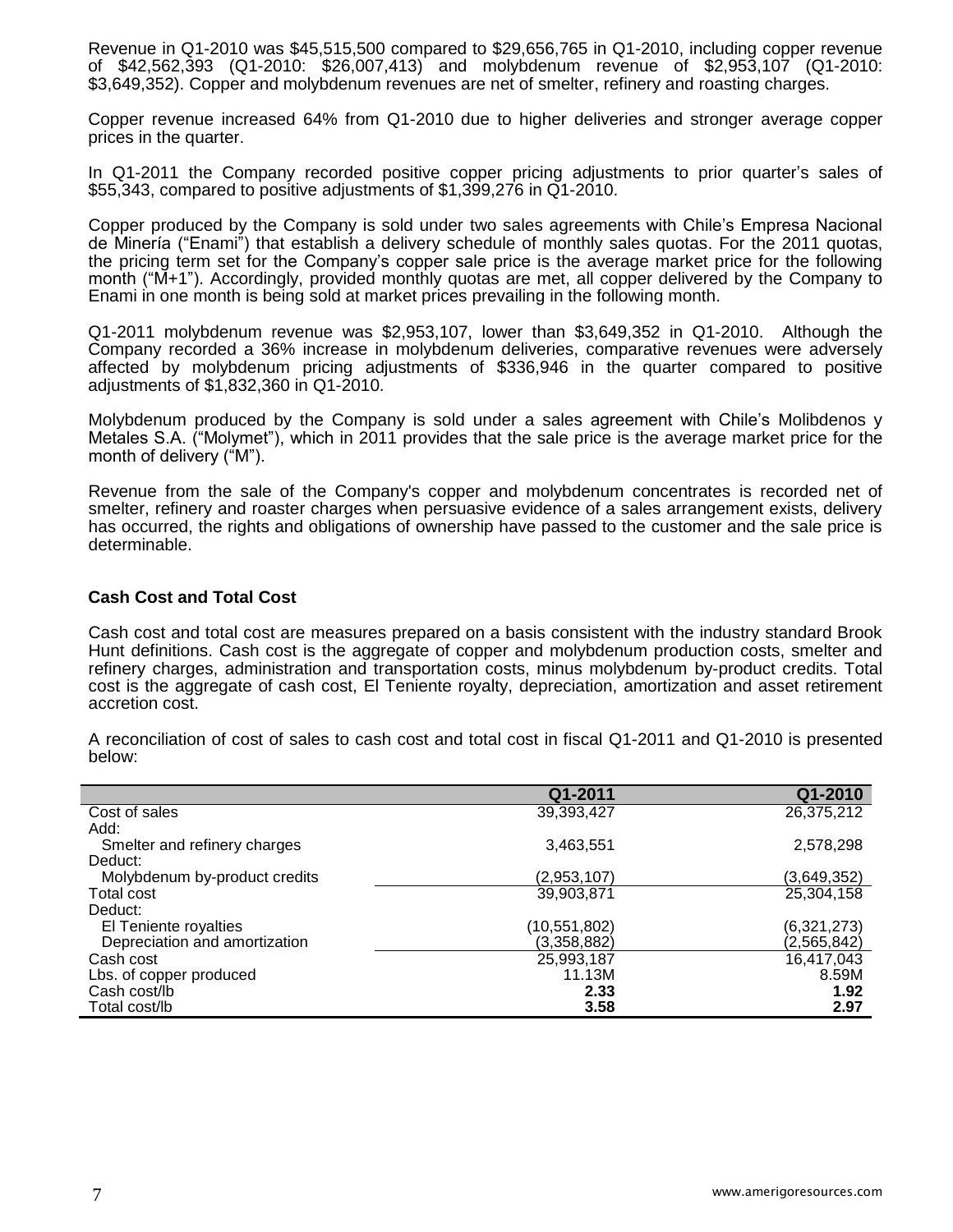Revenue in Q1-2010 was $45,515,500 compared to $29,656,765 in Q1-2010, including copper revenue of $42,562,393 (Q1-2010: $26,007,413) and molybdenum revenue of $2,953,107 (Q1-2010: $3,649,352). Copper and molybdenum revenues are net of smelter, refinery and roasting charges.

Copper revenue increased 64% from Q1-2010 due to higher deliveries and stronger average copper prices in the quarter.

In Q1-2011 the Company recorded positive copper pricing adjustments to prior quarter's sales of $55,343, compared to positive adjustments of $1,399,276 in Q1-2010.

Copper produced by the Company is sold under two sales agreements with Chile's Empresa Nacional de Minería ("Enami") that establish a delivery schedule of monthly sales quotas. For the 2011 quotas, the pricing term set for the Company's copper sale price is the average market price for the following month ("M+1"). Accordingly, provided monthly quotas are met, all copper delivered by the Company to Enami in one month is being sold at market prices prevailing in the following month.

Q1-2011 molybdenum revenue was $2,953,107, lower than $3,649,352 in Q1-2010. Although the Company recorded a 36% increase in molybdenum deliveries, comparative revenues were adversely affected by molybdenum pricing adjustments of $336,946 in the quarter compared to positive adjustments of $1,832,360 in Q1-2010.

Molybdenum produced by the Company is sold under a sales agreement with Chile's Molibdenos y Metales S.A. ("Molymet"), which in 2011 provides that the sale price is the average market price for the month of delivery ("M").

Revenue from the sale of the Company's copper and molybdenum concentrates is recorded net of smelter, refinery and roaster charges when persuasive evidence of a sales arrangement exists, delivery has occurred, the rights and obligations of ownership have passed to the customer and the sale price is determinable.

**Cash Cost and Total Cost**

Cash cost and total cost are measures prepared on a basis consistent with the industry standard Brook Hunt definitions. Cash cost is the aggregate of copper and molybdenum production costs, smelter and refinery charges, administration and transportation costs, minus molybdenum by-product credits. Total cost is the aggregate of cash cost, El Teniente royalty, depreciation, amortization and asset retirement accretion cost.

A reconciliation of cost of sales to cash cost and total cost in fiscal Q1-2011 and Q1-2010 is presented below:

| | Q1-2011 | Q1-2010 |
|---|---|---|
| Cost of sales | 39,393,427 | 26,375,212 |
| Add: | | |
| Smelter and refinery charges | 3,463,551 | 2,578,298 |
| Deduct: | | |
| Molybdenum by-product credits | (2,953,107) | (3,649,352) |
| Total cost | 39,903,871 | 25,304,158 |
| Deduct: | | |
| El Teniente royalties | (10,551,802) | (6,321,273) |
| Depreciation and amortization | (3,358,882) | (2,565,842) |
| Cash cost | 25,993,187 | 16,417,043 |
| Lbs. of copper produced | 11.13M | 8.59M |
| Cash cost/lb | **2.33** | **1.92** |
| Total cost/lb | **3.58** | **2.97** |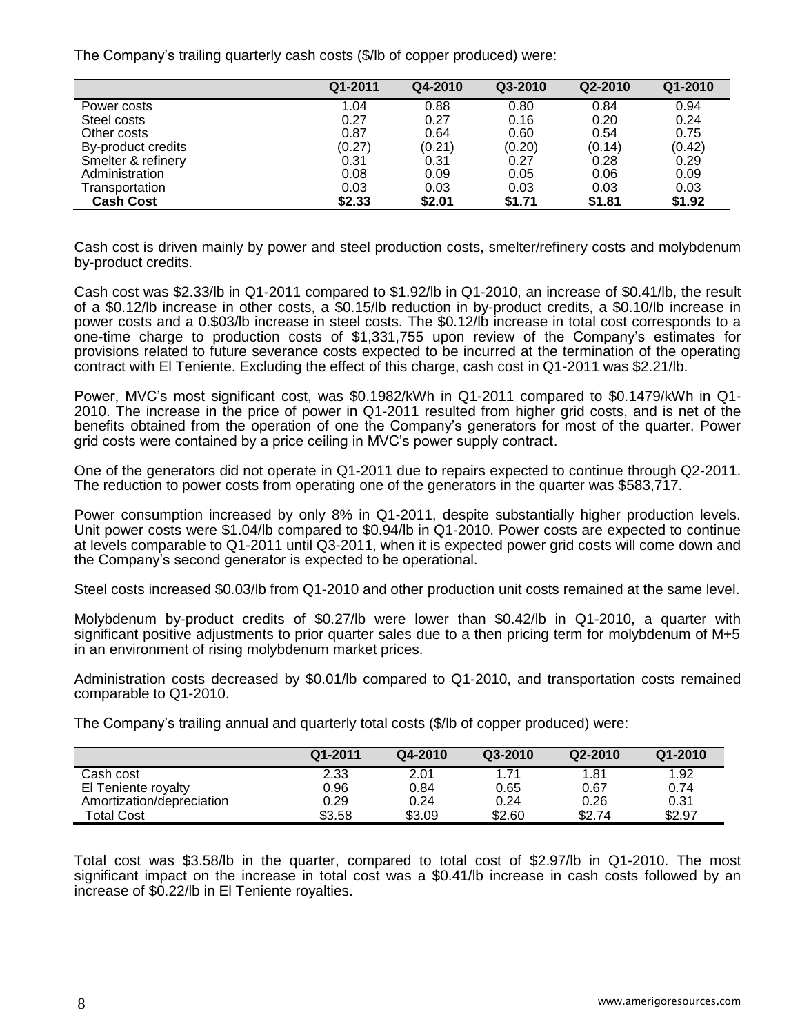The Company's trailing quarterly cash costs ($/lb of copper produced) were:

| | Q1-2011 | Q4-2010 | Q3-2010 | Q2-2010 | Q1-2010 |
|---|---|---|---|---|---|
| Power costs | 1.04 | 0.88 | 0.80 | 0.84 | 0.94 |
| Steel costs | 0.27 | 0.27 | 0.16 | 0.20 | 0.24 |
| Other costs | 0.87 | 0.64 | 0.60 | 0.54 | 0.75 |
| By-product credits | (0.27) | (0.21) | (0.20) | (0.14) | (0.42) |
| Smelter & refinery | 0.31 | 0.31 | 0.27 | 0.28 | 0.29 |
| Administration | 0.08 | 0.09 | 0.05 | 0.06 | 0.09 |
| Transportation | 0.03 | 0.03 | 0.03 | 0.03 | 0.03 |
| **Cash Cost** | **$2.33** | **$2.01** | **$1.71** | **$1.81** | **$1.92** |

Cash cost is driven mainly by power and steel production costs, smelter/refinery costs and molybdenum by-product credits.

Cash cost was $2.33/lb in Q1-2011 compared to $1.92/lb in Q1-2010, an increase of $0.41/lb, the result of a $0.12/lb increase in other costs, a $0.15/lb reduction in by-product credits, a $0.10/lb increase in power costs and a 0.$03/lb increase in steel costs. The $0.12/lb increase in total cost corresponds to a one-time charge to production costs of $1,331,755 upon review of the Company's estimates for provisions related to future severance costs expected to be incurred at the termination of the operating contract with El Teniente. Excluding the effect of this charge, cash cost in Q1-2011 was $2.21/lb.

Power, MVC's most significant cost, was $0.1982/kWh in Q1-2011 compared to $0.1479/kWh in Q1-2010. The increase in the price of power in Q1-2011 resulted from higher grid costs, and is net of the benefits obtained from the operation of one the Company's generators for most of the quarter. Power grid costs were contained by a price ceiling in MVC's power supply contract.

One of the generators did not operate in Q1-2011 due to repairs expected to continue through Q2-2011. The reduction to power costs from operating one of the generators in the quarter was $583,717.

Power consumption increased by only 8% in Q1-2011, despite substantially higher production levels. Unit power costs were $1.04/lb compared to $0.94/lb in Q1-2010. Power costs are expected to continue at levels comparable to Q1-2011 until Q3-2011, when it is expected power grid costs will come down and the Company's second generator is expected to be operational.

Steel costs increased $0.03/lb from Q1-2010 and other production unit costs remained at the same level.

Molybdenum by-product credits of $0.27/lb were lower than $0.42/lb in Q1-2010, a quarter with significant positive adjustments to prior quarter sales due to a then pricing term for molybdenum of M+5 in an environment of rising molybdenum market prices.

Administration costs decreased by $0.01/lb compared to Q1-2010, and transportation costs remained comparable to Q1-2010.

The Company's trailing annual and quarterly total costs ($/lb of copper produced) were:

| | Q1-2011 | Q4-2010 | Q3-2010 | Q2-2010 | Q1-2010 |
|---|---|---|---|---|---|
| Cash cost | 2.33 | 2.01 | 1.71 | 1.81 | 1.92 |
| El Teniente royalty | 0.96 | 0.84 | 0.65 | 0.67 | 0.74 |
| Amortization/depreciation | 0.29 | 0.24 | 0.24 | 0.26 | 0.31 |
| Total Cost | $3.58 | $3.09 | $2.60 | $2.74 | $2.97 |

Total cost was $3.58/lb in the quarter, compared to total cost of $2.97/lb in Q1-2010. The most significant impact on the increase in total cost was a $0.41/lb increase in cash costs followed by an increase of $0.22/lb in El Teniente royalties.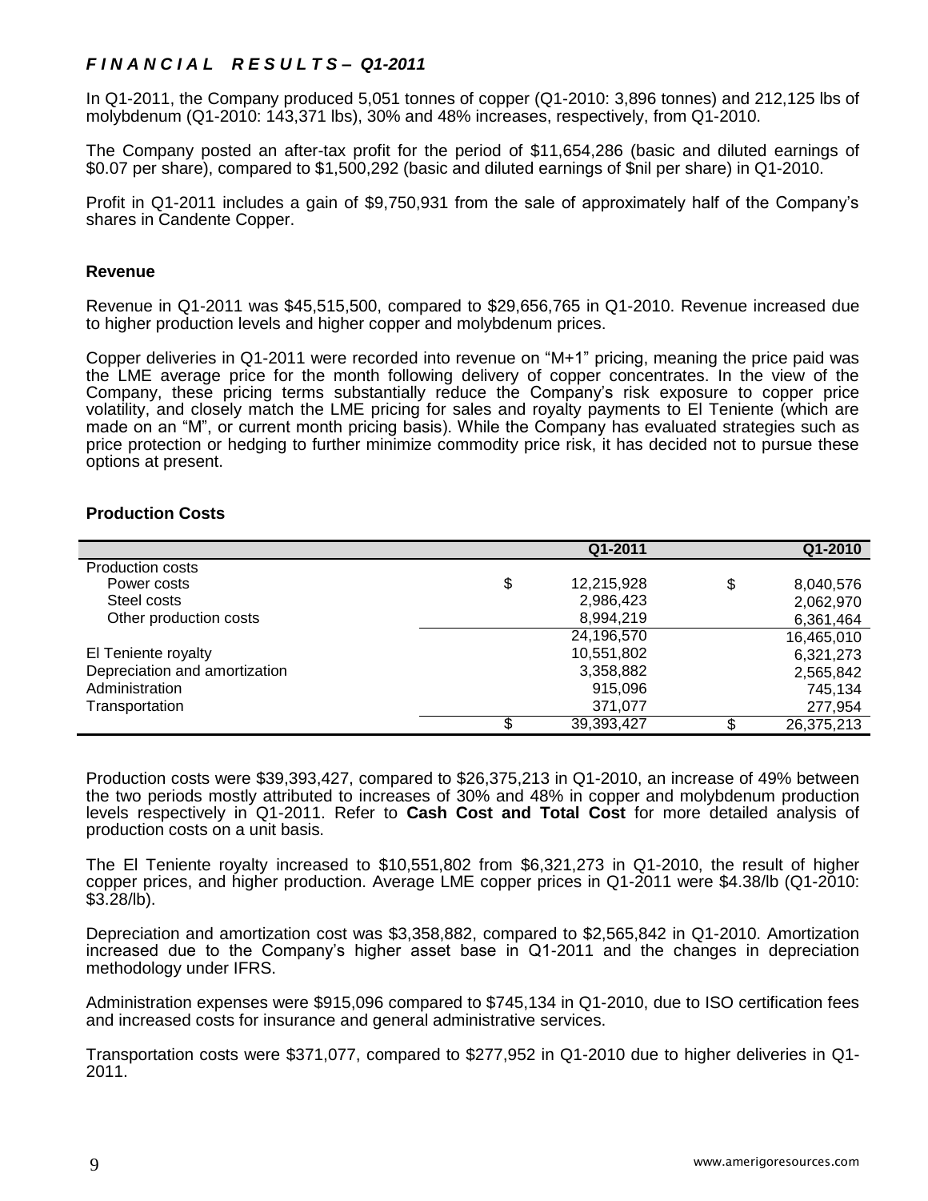## *FINANCIAL RESULTS – Q1-2011*

In Q1-2011, the Company produced 5,051 tonnes of copper (Q1-2010: 3,896 tonnes) and 212,125 lbs of molybdenum (Q1-2010: 143,371 lbs), 30% and 48% increases, respectively, from Q1-2010.

The Company posted an after-tax profit for the period of $11,654,286 (basic and diluted earnings of $0.07 per share), compared to $1,500,292 (basic and diluted earnings of $nil per share) in Q1-2010.

Profit in Q1-2011 includes a gain of $9,750,931 from the sale of approximately half of the Company's shares in Candente Copper.

### Revenue

Revenue in Q1-2011 was $45,515,500, compared to $29,656,765 in Q1-2010. Revenue increased due to higher production levels and higher copper and molybdenum prices.

Copper deliveries in Q1-2011 were recorded into revenue on "M+1" pricing, meaning the price paid was the LME average price for the month following delivery of copper concentrates. In the view of the Company, these pricing terms substantially reduce the Company's risk exposure to copper price volatility, and closely match the LME pricing for sales and royalty payments to El Teniente (which are made on an "M", or current month pricing basis). While the Company has evaluated strategies such as price protection or hedging to further minimize commodity price risk, it has decided not to pursue these options at present.

### Production Costs

| | Q1-2011 | Q1-2010 |
|---|---|---|
| Production costs | | |
| Power costs | $ 12,215,928 | $ 8,040,576 |
| Steel costs | 2,986,423 | 2,062,970 |
| Other production costs | 8,994,219 | 6,361,464 |
| | 24,196,570 | 16,465,010 |
| El Teniente royalty | 10,551,802 | 6,321,273 |
| Depreciation and amortization | 3,358,882 | 2,565,842 |
| Administration | 915,096 | 745,134 |
| Transportation | 371,077 | 277,954 |
| | $ 39,393,427 | $ 26,375,213 |

Production costs were $39,393,427, compared to $26,375,213 in Q1-2010, an increase of 49% between the two periods mostly attributed to increases of 30% and 48% in copper and molybdenum production levels respectively in Q1-2011. Refer to **Cash Cost and Total Cost** for more detailed analysis of production costs on a unit basis.

The El Teniente royalty increased to $10,551,802 from $6,321,273 in Q1-2010, the result of higher copper prices, and higher production. Average LME copper prices in Q1-2011 were $4.38/lb (Q1-2010: $3.28/lb).

Depreciation and amortization cost was $3,358,882, compared to $2,565,842 in Q1-2010. Amortization increased due to the Company's higher asset base in Q1-2011 and the changes in depreciation methodology under IFRS.

Administration expenses were $915,096 compared to $745,134 in Q1-2010, due to ISO certification fees and increased costs for insurance and general administrative services.

Transportation costs were $371,077, compared to $277,952 in Q1-2010 due to higher deliveries in Q1-2011.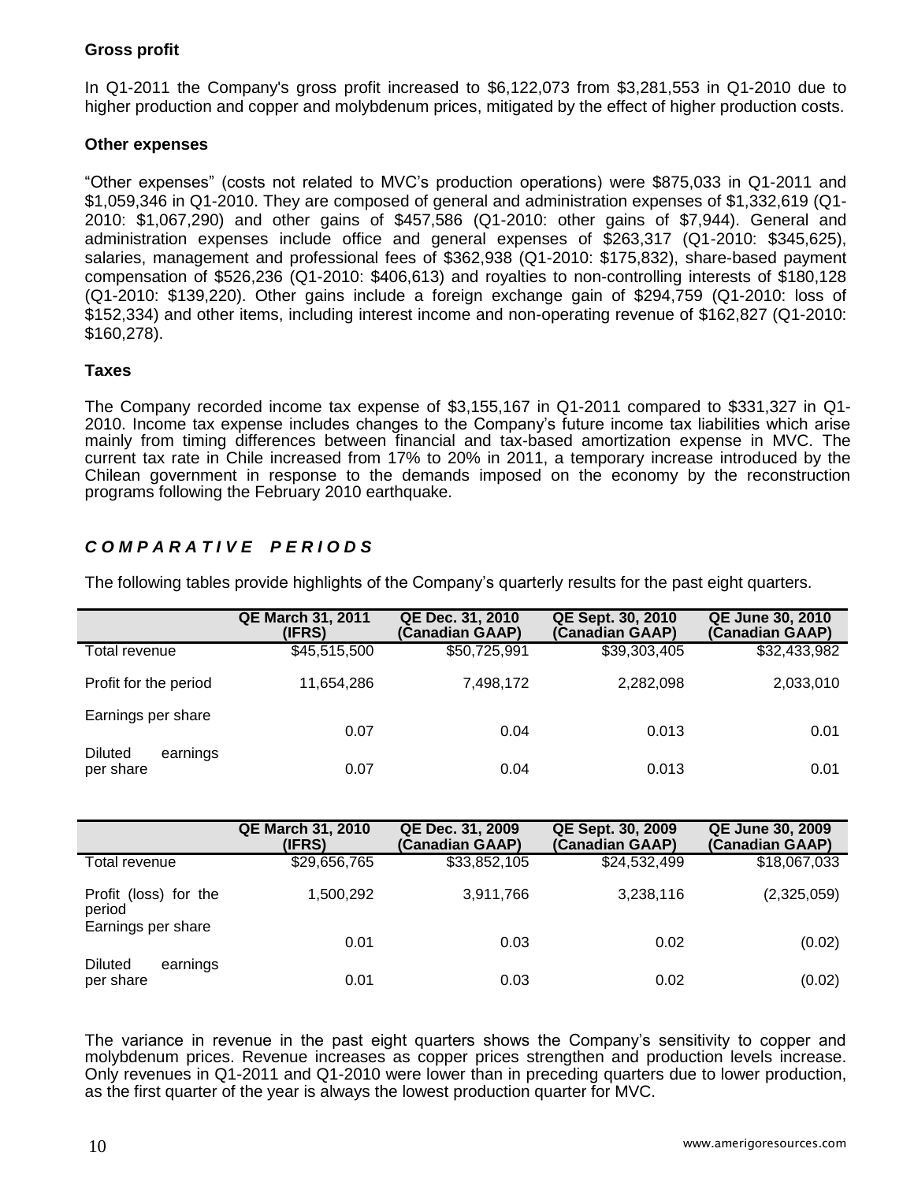### Gross profit

In Q1-2011 the Company's gross profit increased to $6,122,073 from $3,281,553 in Q1-2010 due to higher production and copper and molybdenum prices, mitigated by the effect of higher production costs.

### Other expenses

"Other expenses" (costs not related to MVC's production operations) were $875,033 in Q1-2011 and $1,059,346 in Q1-2010. They are composed of general and administration expenses of $1,332,619 (Q1-2010: $1,067,290) and other gains of $457,586 (Q1-2010: other gains of $7,944). General and administration expenses include office and general expenses of $263,317 (Q1-2010: $345,625), salaries, management and professional fees of $362,938 (Q1-2010: $175,832), share-based payment compensation of $526,236 (Q1-2010: $406,613) and royalties to non-controlling interests of $180,128 (Q1-2010: $139,220). Other gains include a foreign exchange gain of $294,759 (Q1-2010: loss of $152,334) and other items, including interest income and non-operating revenue of $162,827 (Q1-2010: $160,278).

### Taxes

The Company recorded income tax expense of $3,155,167 in Q1-2011 compared to $331,327 in Q1-2010. Income tax expense includes changes to the Company's future income tax liabilities which arise mainly from timing differences between financial and tax-based amortization expense in MVC. The current tax rate in Chile increased from 17% to 20% in 2011, a temporary increase introduced by the Chilean government in response to the demands imposed on the economy by the reconstruction programs following the February 2010 earthquake.

## *COMPARATIVE PERIODS*

The following tables provide highlights of the Company's quarterly results for the past eight quarters.

| | QE March 31, 2011 (IFRS) | QE Dec. 31, 2010 (Canadian GAAP) | QE Sept. 30, 2010 (Canadian GAAP) | QE June 30, 2010 (Canadian GAAP) |
|---|---|---|---|---|
| Total revenue | $45,515,500 | $50,725,991 | $39,303,405 | $32,433,982 |
| Profit for the period | 11,654,286 | 7,498,172 | 2,282,098 | 2,033,010 |
| Earnings per share | 0.07 | 0.04 | 0.013 | 0.01 |
| Diluted earnings per share | 0.07 | 0.04 | 0.013 | 0.01 |

| | QE March 31, 2010 (IFRS) | QE Dec. 31, 2009 (Canadian GAAP) | QE Sept. 30, 2009 (Canadian GAAP) | QE June 30, 2009 (Canadian GAAP) |
|---|---|---|---|---|
| Total revenue | $29,656,765 | $33,852,105 | $24,532,499 | $18,067,033 |
| Profit (loss) for the period | 1,500,292 | 3,911,766 | 3,238,116 | (2,325,059) |
| Earnings per share | 0.01 | 0.03 | 0.02 | (0.02) |
| Diluted earnings per share | 0.01 | 0.03 | 0.02 | (0.02) |

The variance in revenue in the past eight quarters shows the Company's sensitivity to copper and molybdenum prices. Revenue increases as copper prices strengthen and production levels increase. Only revenues in Q1-2011 and Q1-2010 were lower than in preceding quarters due to lower production, as the first quarter of the year is always the lowest production quarter for MVC.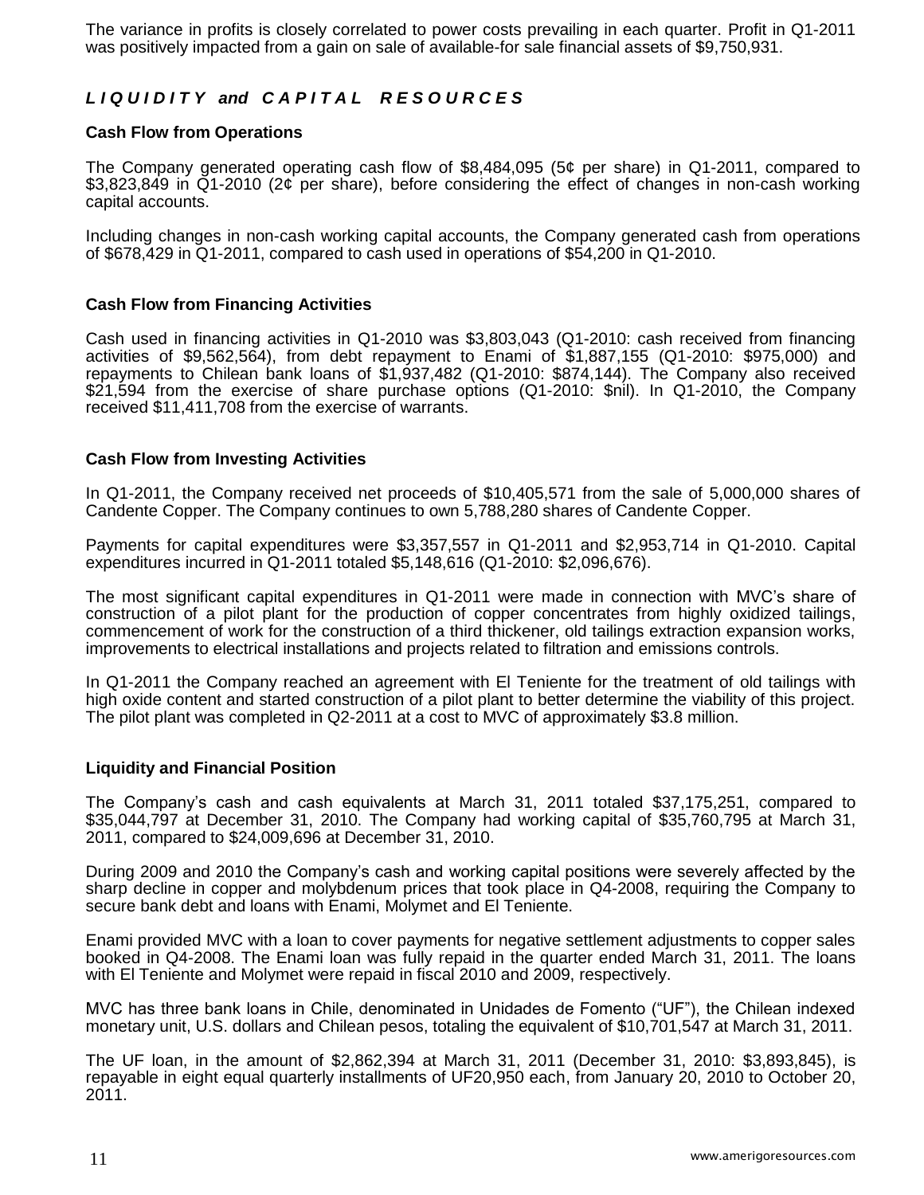The variance in profits is closely correlated to power costs prevailing in each quarter. Profit in Q1-2011 was positively impacted from a gain on sale of available-for sale financial assets of $9,750,931.

## *L I Q U I D I T Y and C A P I T A L R E S O U R C E S*

### Cash Flow from Operations

The Company generated operating cash flow of $8,484,095 (5¢ per share) in Q1-2011, compared to $3,823,849 in Q1-2010 (2¢ per share), before considering the effect of changes in non-cash working capital accounts.

Including changes in non-cash working capital accounts, the Company generated cash from operations of $678,429 in Q1-2011, compared to cash used in operations of $54,200 in Q1-2010.

### Cash Flow from Financing Activities

Cash used in financing activities in Q1-2010 was $3,803,043 (Q1-2010: cash received from financing activities of $9,562,564), from debt repayment to Enami of $1,887,155 (Q1-2010: $975,000) and repayments to Chilean bank loans of $1,937,482 (Q1-2010: $874,144). The Company also received $21,594 from the exercise of share purchase options (Q1-2010: $nil). In Q1-2010, the Company received $11,411,708 from the exercise of warrants.

### Cash Flow from Investing Activities

In Q1-2011, the Company received net proceeds of $10,405,571 from the sale of 5,000,000 shares of Candente Copper. The Company continues to own 5,788,280 shares of Candente Copper.

Payments for capital expenditures were $3,357,557 in Q1-2011 and $2,953,714 in Q1-2010. Capital expenditures incurred in Q1-2011 totaled $5,148,616 (Q1-2010: $2,096,676).

The most significant capital expenditures in Q1-2011 were made in connection with MVC's share of construction of a pilot plant for the production of copper concentrates from highly oxidized tailings, commencement of work for the construction of a third thickener, old tailings extraction expansion works, improvements to electrical installations and projects related to filtration and emissions controls.

In Q1-2011 the Company reached an agreement with El Teniente for the treatment of old tailings with high oxide content and started construction of a pilot plant to better determine the viability of this project. The pilot plant was completed in Q2-2011 at a cost to MVC of approximately $3.8 million.

### Liquidity and Financial Position

The Company's cash and cash equivalents at March 31, 2011 totaled $37,175,251, compared to $35,044,797 at December 31, 2010. The Company had working capital of $35,760,795 at March 31, 2011, compared to $24,009,696 at December 31, 2010.

During 2009 and 2010 the Company's cash and working capital positions were severely affected by the sharp decline in copper and molybdenum prices that took place in Q4-2008, requiring the Company to secure bank debt and loans with Enami, Molymet and El Teniente.

Enami provided MVC with a loan to cover payments for negative settlement adjustments to copper sales booked in Q4-2008. The Enami loan was fully repaid in the quarter ended March 31, 2011. The loans with El Teniente and Molymet were repaid in fiscal 2010 and 2009, respectively.

MVC has three bank loans in Chile, denominated in Unidades de Fomento ("UF"), the Chilean indexed monetary unit, U.S. dollars and Chilean pesos, totaling the equivalent of $10,701,547 at March 31, 2011.

The UF loan, in the amount of $2,862,394 at March 31, 2011 (December 31, 2010: $3,893,845), is repayable in eight equal quarterly installments of UF20,950 each, from January 20, 2010 to October 20, 2011.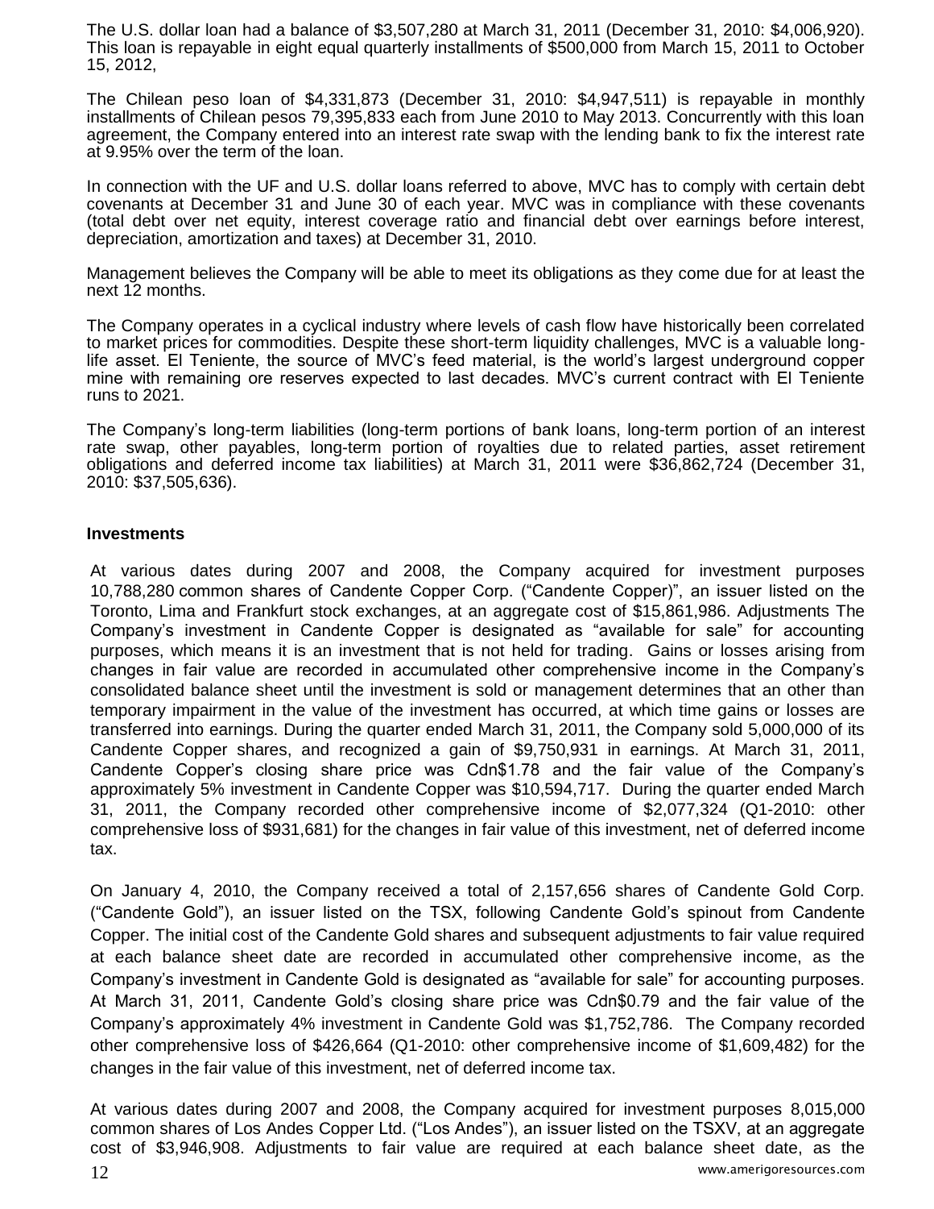The U.S. dollar loan had a balance of $3,507,280 at March 31, 2011 (December 31, 2010: $4,006,920). This loan is repayable in eight equal quarterly installments of $500,000 from March 15, 2011 to October 15, 2012,

The Chilean peso loan of $4,331,873 (December 31, 2010: $4,947,511) is repayable in monthly installments of Chilean pesos 79,395,833 each from June 2010 to May 2013. Concurrently with this loan agreement, the Company entered into an interest rate swap with the lending bank to fix the interest rate at 9.95% over the term of the loan.

In connection with the UF and U.S. dollar loans referred to above, MVC has to comply with certain debt covenants at December 31 and June 30 of each year. MVC was in compliance with these covenants (total debt over net equity, interest coverage ratio and financial debt over earnings before interest, depreciation, amortization and taxes) at December 31, 2010.

Management believes the Company will be able to meet its obligations as they come due for at least the next 12 months.

The Company operates in a cyclical industry where levels of cash flow have historically been correlated to market prices for commodities. Despite these short-term liquidity challenges, MVC is a valuable long-life asset. El Teniente, the source of MVC's feed material, is the world's largest underground copper mine with remaining ore reserves expected to last decades. MVC's current contract with El Teniente runs to 2021.

The Company's long-term liabilities (long-term portions of bank loans, long-term portion of an interest rate swap, other payables, long-term portion of royalties due to related parties, asset retirement obligations and deferred income tax liabilities) at March 31, 2011 were $36,862,724 (December 31, 2010: $37,505,636).

**Investments**

At various dates during 2007 and 2008, the Company acquired for investment purposes 10,788,280 common shares of Candente Copper Corp. ("Candente Copper)", an issuer listed on the Toronto, Lima and Frankfurt stock exchanges, at an aggregate cost of $15,861,986. Adjustments The Company's investment in Candente Copper is designated as "available for sale" for accounting purposes, which means it is an investment that is not held for trading. Gains or losses arising from changes in fair value are recorded in accumulated other comprehensive income in the Company's consolidated balance sheet until the investment is sold or management determines that an other than temporary impairment in the value of the investment has occurred, at which time gains or losses are transferred into earnings. During the quarter ended March 31, 2011, the Company sold 5,000,000 of its Candente Copper shares, and recognized a gain of $9,750,931 in earnings. At March 31, 2011, Candente Copper's closing share price was Cdn$1.78 and the fair value of the Company's approximately 5% investment in Candente Copper was $10,594,717. During the quarter ended March 31, 2011, the Company recorded other comprehensive income of $2,077,324 (Q1-2010: other comprehensive loss of $931,681) for the changes in fair value of this investment, net of deferred income tax.

On January 4, 2010, the Company received a total of 2,157,656 shares of Candente Gold Corp. ("Candente Gold"), an issuer listed on the TSX, following Candente Gold's spinout from Candente Copper. The initial cost of the Candente Gold shares and subsequent adjustments to fair value required at each balance sheet date are recorded in accumulated other comprehensive income, as the Company's investment in Candente Gold is designated as "available for sale" for accounting purposes. At March 31, 2011, Candente Gold's closing share price was Cdn$0.79 and the fair value of the Company's approximately 4% investment in Candente Gold was $1,752,786. The Company recorded other comprehensive loss of $426,664 (Q1-2010: other comprehensive income of $1,609,482) for the changes in the fair value of this investment, net of deferred income tax.

At various dates during 2007 and 2008, the Company acquired for investment purposes 8,015,000 common shares of Los Andes Copper Ltd. ("Los Andes"), an issuer listed on the TSXV, at an aggregate cost of $3,946,908. Adjustments to fair value are required at each balance sheet date, as the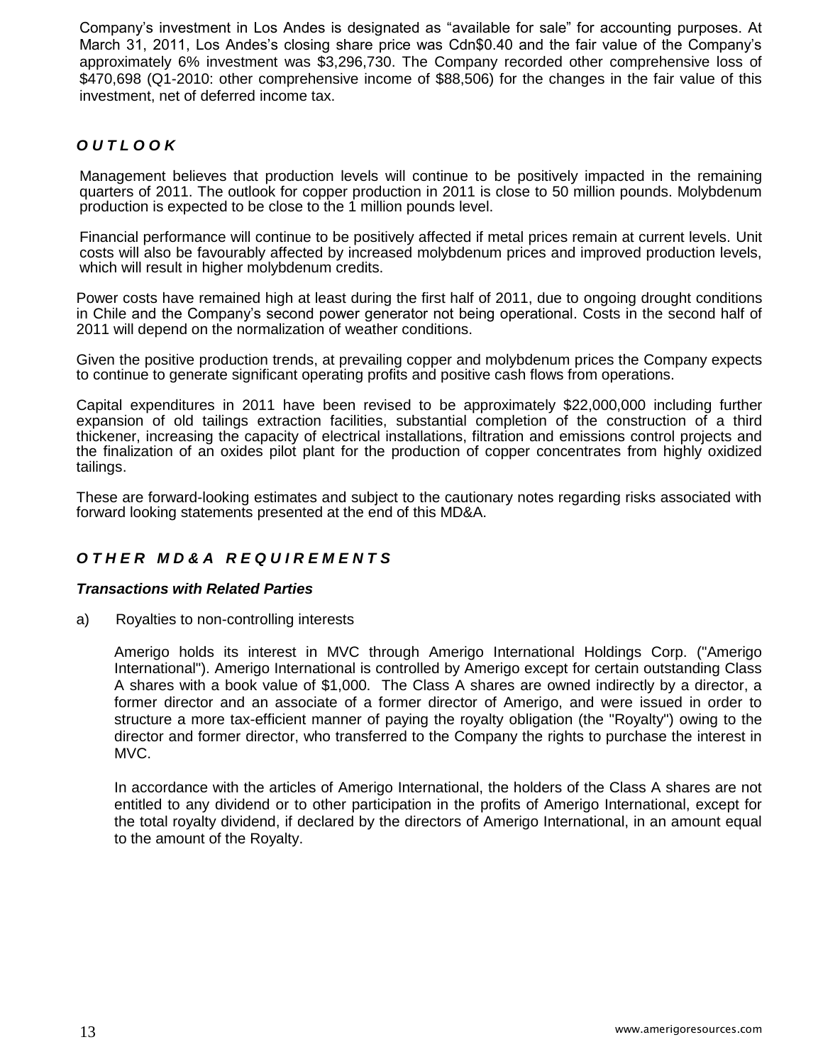Company's investment in Los Andes is designated as "available for sale" for accounting purposes. At March 31, 2011, Los Andes's closing share price was Cdn$0.40 and the fair value of the Company's approximately 6% investment was $3,296,730. The Company recorded other comprehensive loss of $470,698 (Q1-2010: other comprehensive income of $88,506) for the changes in the fair value of this investment, net of deferred income tax.

## *O U T L O O K*

Management believes that production levels will continue to be positively impacted in the remaining quarters of 2011. The outlook for copper production in 2011 is close to 50 million pounds. Molybdenum production is expected to be close to the 1 million pounds level.

Financial performance will continue to be positively affected if metal prices remain at current levels. Unit costs will also be favourably affected by increased molybdenum prices and improved production levels, which will result in higher molybdenum credits.

Power costs have remained high at least during the first half of 2011, due to ongoing drought conditions in Chile and the Company's second power generator not being operational. Costs in the second half of 2011 will depend on the normalization of weather conditions.

Given the positive production trends, at prevailing copper and molybdenum prices the Company expects to continue to generate significant operating profits and positive cash flows from operations.

Capital expenditures in 2011 have been revised to be approximately $22,000,000 including further expansion of old tailings extraction facilities, substantial completion of the construction of a third thickener, increasing the capacity of electrical installations, filtration and emissions control projects and the finalization of an oxides pilot plant for the production of copper concentrates from highly oxidized tailings.

These are forward-looking estimates and subject to the cautionary notes regarding risks associated with forward looking statements presented at the end of this MD&A.

## *O T H E R M D & A R E Q U I R E M E N T S*

### *Transactions with Related Parties*

a) Royalties to non-controlling interests

Amerigo holds its interest in MVC through Amerigo International Holdings Corp. ("Amerigo International"). Amerigo International is controlled by Amerigo except for certain outstanding Class A shares with a book value of $1,000. The Class A shares are owned indirectly by a director, a former director and an associate of a former director of Amerigo, and were issued in order to structure a more tax-efficient manner of paying the royalty obligation (the "Royalty") owing to the director and former director, who transferred to the Company the rights to purchase the interest in MVC.

In accordance with the articles of Amerigo International, the holders of the Class A shares are not entitled to any dividend or to other participation in the profits of Amerigo International, except for the total royalty dividend, if declared by the directors of Amerigo International, in an amount equal to the amount of the Royalty.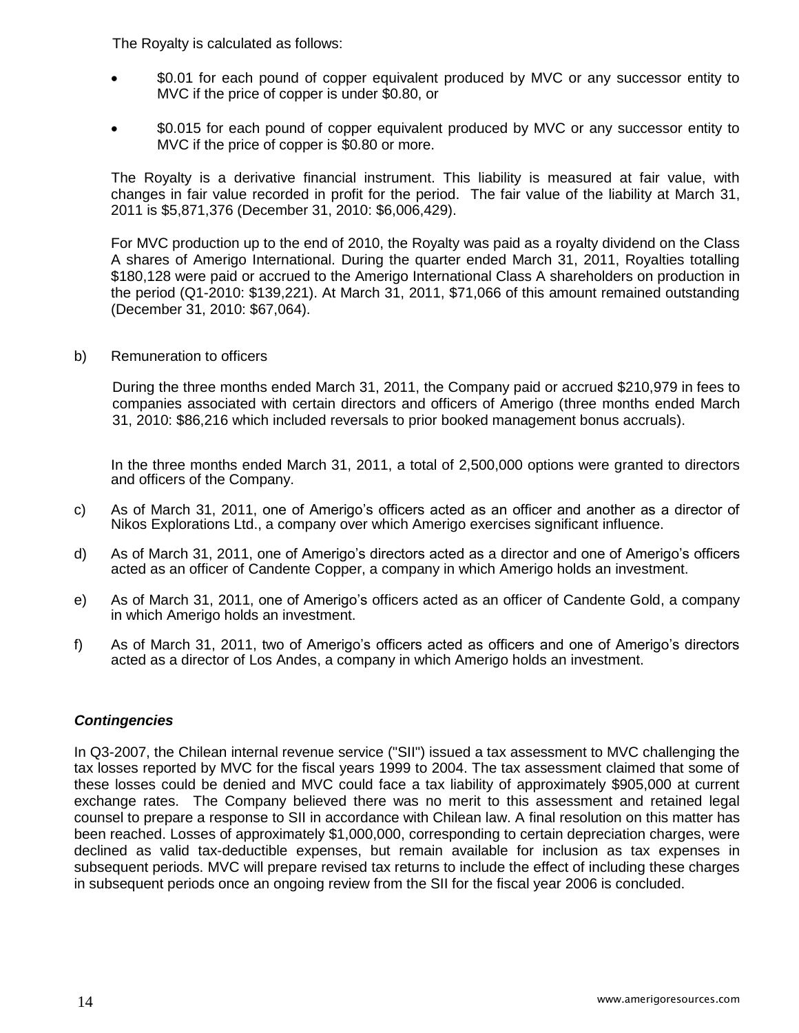The Royalty is calculated as follows:

- $0.01 for each pound of copper equivalent produced by MVC or any successor entity to MVC if the price of copper is under $0.80, or
- $0.015 for each pound of copper equivalent produced by MVC or any successor entity to MVC if the price of copper is $0.80 or more.

The Royalty is a derivative financial instrument. This liability is measured at fair value, with changes in fair value recorded in profit for the period. The fair value of the liability at March 31, 2011 is $5,871,376 (December 31, 2010: $6,006,429).

For MVC production up to the end of 2010, the Royalty was paid as a royalty dividend on the Class A shares of Amerigo International. During the quarter ended March 31, 2011, Royalties totalling $180,128 were paid or accrued to the Amerigo International Class A shareholders on production in the period (Q1-2010: $139,221). At March 31, 2011, $71,066 of this amount remained outstanding (December 31, 2010: $67,064).

b) Remuneration to officers

During the three months ended March 31, 2011, the Company paid or accrued $210,979 in fees to companies associated with certain directors and officers of Amerigo (three months ended March 31, 2010: $86,216 which included reversals to prior booked management bonus accruals).

In the three months ended March 31, 2011, a total of 2,500,000 options were granted to directors and officers of the Company.

c) As of March 31, 2011, one of Amerigo's officers acted as an officer and another as a director of Nikos Explorations Ltd., a company over which Amerigo exercises significant influence.

d) As of March 31, 2011, one of Amerigo's directors acted as a director and one of Amerigo's officers acted as an officer of Candente Copper, a company in which Amerigo holds an investment.

e) As of March 31, 2011, one of Amerigo's officers acted as an officer of Candente Gold, a company in which Amerigo holds an investment.

f) As of March 31, 2011, two of Amerigo's officers acted as officers and one of Amerigo's directors acted as a director of Los Andes, a company in which Amerigo holds an investment.

### *Contingencies*

In Q3-2007, the Chilean internal revenue service ("SII") issued a tax assessment to MVC challenging the tax losses reported by MVC for the fiscal years 1999 to 2004. The tax assessment claimed that some of these losses could be denied and MVC could face a tax liability of approximately $905,000 at current exchange rates. The Company believed there was no merit to this assessment and retained legal counsel to prepare a response to SII in accordance with Chilean law. A final resolution on this matter has been reached. Losses of approximately $1,000,000, corresponding to certain depreciation charges, were declined as valid tax-deductible expenses, but remain available for inclusion as tax expenses in subsequent periods. MVC will prepare revised tax returns to include the effect of including these charges in subsequent periods once an ongoing review from the SII for the fiscal year 2006 is concluded.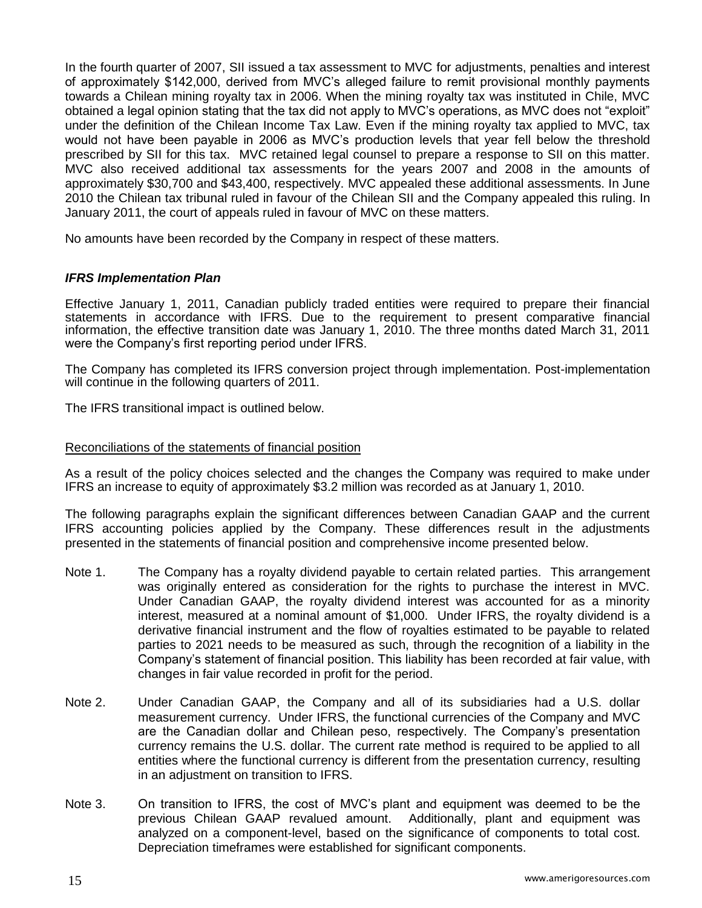In the fourth quarter of 2007, SII issued a tax assessment to MVC for adjustments, penalties and interest of approximately $142,000, derived from MVC's alleged failure to remit provisional monthly payments towards a Chilean mining royalty tax in 2006. When the mining royalty tax was instituted in Chile, MVC obtained a legal opinion stating that the tax did not apply to MVC's operations, as MVC does not "exploit" under the definition of the Chilean Income Tax Law. Even if the mining royalty tax applied to MVC, tax would not have been payable in 2006 as MVC's production levels that year fell below the threshold prescribed by SII for this tax. MVC retained legal counsel to prepare a response to SII on this matter. MVC also received additional tax assessments for the years 2007 and 2008 in the amounts of approximately $30,700 and $43,400, respectively. MVC appealed these additional assessments. In June 2010 the Chilean tax tribunal ruled in favour of the Chilean SII and the Company appealed this ruling. In January 2011, the court of appeals ruled in favour of MVC on these matters.

No amounts have been recorded by the Company in respect of these matters.

### *IFRS Implementation Plan*

Effective January 1, 2011, Canadian publicly traded entities were required to prepare their financial statements in accordance with IFRS. Due to the requirement to present comparative financial information, the effective transition date was January 1, 2010. The three months dated March 31, 2011 were the Company's first reporting period under IFRS.

The Company has completed its IFRS conversion project through implementation. Post-implementation will continue in the following quarters of 2011.

The IFRS transitional impact is outlined below.

Reconciliations of the statements of financial position

As a result of the policy choices selected and the changes the Company was required to make under IFRS an increase to equity of approximately $3.2 million was recorded as at January 1, 2010.

The following paragraphs explain the significant differences between Canadian GAAP and the current IFRS accounting policies applied by the Company. These differences result in the adjustments presented in the statements of financial position and comprehensive income presented below.

Note 1. The Company has a royalty dividend payable to certain related parties. This arrangement was originally entered as consideration for the rights to purchase the interest in MVC. Under Canadian GAAP, the royalty dividend interest was accounted for as a minority interest, measured at a nominal amount of $1,000. Under IFRS, the royalty dividend is a derivative financial instrument and the flow of royalties estimated to be payable to related parties to 2021 needs to be measured as such, through the recognition of a liability in the Company's statement of financial position. This liability has been recorded at fair value, with changes in fair value recorded in profit for the period.

Note 2. Under Canadian GAAP, the Company and all of its subsidiaries had a U.S. dollar measurement currency. Under IFRS, the functional currencies of the Company and MVC are the Canadian dollar and Chilean peso, respectively. The Company's presentation currency remains the U.S. dollar. The current rate method is required to be applied to all entities where the functional currency is different from the presentation currency, resulting in an adjustment on transition to IFRS.

Note 3. On transition to IFRS, the cost of MVC's plant and equipment was deemed to be the previous Chilean GAAP revalued amount. Additionally, plant and equipment was analyzed on a component-level, based on the significance of components to total cost. Depreciation timeframes were established for significant components.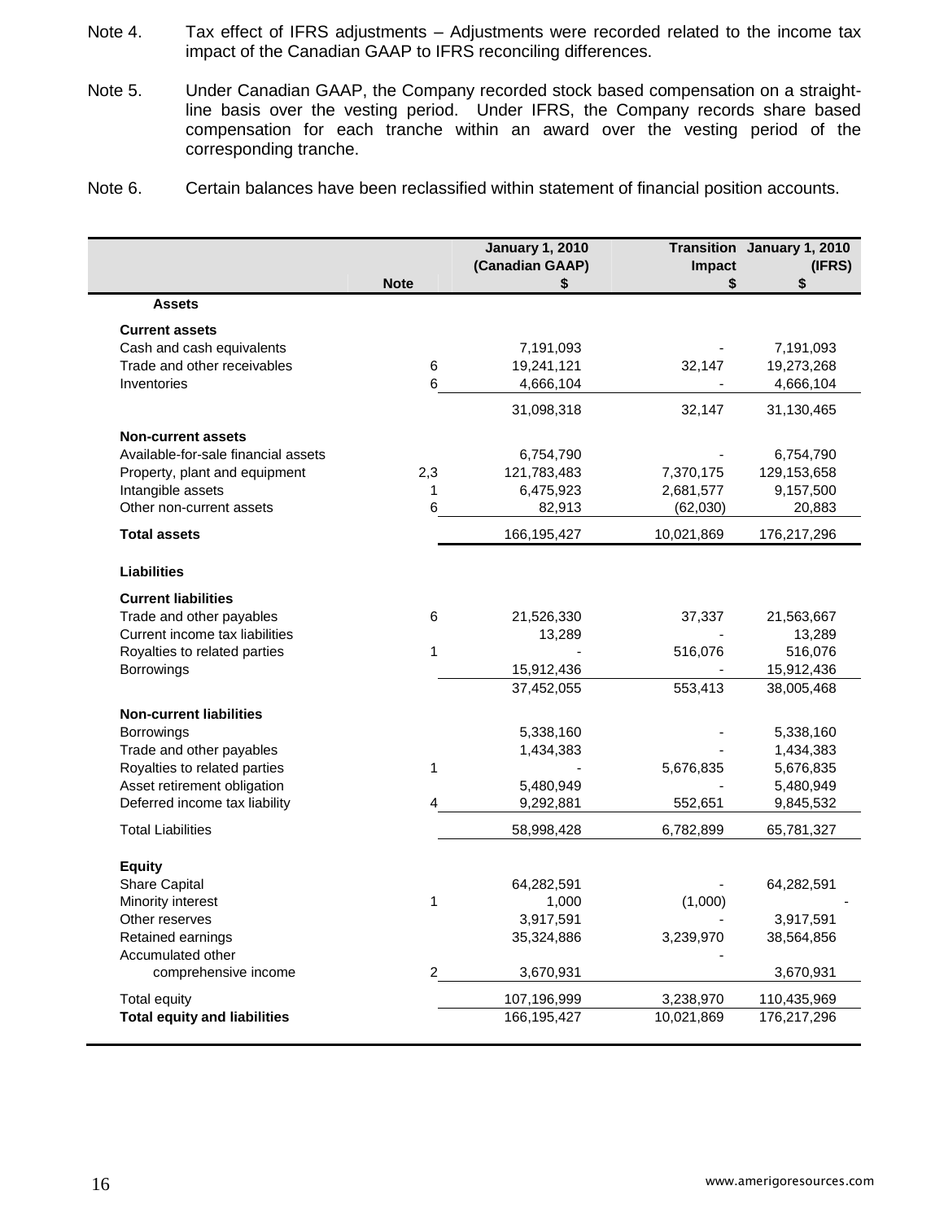Note 4. Tax effect of IFRS adjustments – Adjustments were recorded related to the income tax impact of the Canadian GAAP to IFRS reconciling differences.

Note 5. Under Canadian GAAP, the Company recorded stock based compensation on a straight-line basis over the vesting period. Under IFRS, the Company records share based compensation for each tranche within an award over the vesting period of the corresponding tranche.

Note 6. Certain balances have been reclassified within statement of financial position accounts.

| | Note | January 1, 2010 (Canadian GAAP) $ | Transition Impact $ | January 1, 2010 (IFRS) $ |
|---|---|---|---|---|
| **Assets** | | | | |
| **Current assets** | | | | |
| Cash and cash equivalents | | 7,191,093 | - | 7,191,093 |
| Trade and other receivables | 6 | 19,241,121 | 32,147 | 19,273,268 |
| Inventories | 6 | 4,666,104 | - | 4,666,104 |
| | | 31,098,318 | 32,147 | 31,130,465 |
| **Non-current assets** | | | | |
| Available-for-sale financial assets | | 6,754,790 | - | 6,754,790 |
| Property, plant and equipment | 2,3 | 121,783,483 | 7,370,175 | 129,153,658 |
| Intangible assets | 1 | 6,475,923 | 2,681,577 | 9,157,500 |
| Other non-current assets | 6 | 82,913 | (62,030) | 20,883 |
| **Total assets** | | 166,195,427 | 10,021,869 | 176,217,296 |
| **Liabilities** | | | | |
| **Current liabilities** | | | | |
| Trade and other payables | 6 | 21,526,330 | 37,337 | 21,563,667 |
| Current income tax liabilities | | 13,289 | - | 13,289 |
| Royalties to related parties | 1 | - | 516,076 | 516,076 |
| Borrowings | | 15,912,436 | - | 15,912,436 |
| | | 37,452,055 | 553,413 | 38,005,468 |
| **Non-current liabilities** | | | | |
| Borrowings | | 5,338,160 | - | 5,338,160 |
| Trade and other payables | | 1,434,383 | - | 1,434,383 |
| Royalties to related parties | 1 | - | 5,676,835 | 5,676,835 |
| Asset retirement obligation | | 5,480,949 | - | 5,480,949 |
| Deferred income tax liability | 4 | 9,292,881 | 552,651 | 9,845,532 |
| Total Liabilities | | 58,998,428 | 6,782,899 | 65,781,327 |
| **Equity** | | | | |
| Share Capital | | 64,282,591 | - | 64,282,591 |
| Minority interest | 1 | 1,000 | (1,000) | - |
| Other reserves | | 3,917,591 | - | 3,917,591 |
| Retained earnings | | 35,324,886 | 3,239,970 | 38,564,856 |
| Accumulated other comprehensive income | 2 | 3,670,931 | - | 3,670,931 |
| Total equity | | 107,196,999 | 3,238,970 | 110,435,969 |
| **Total equity and liabilities** | | 166,195,427 | 10,021,869 | 176,217,296 |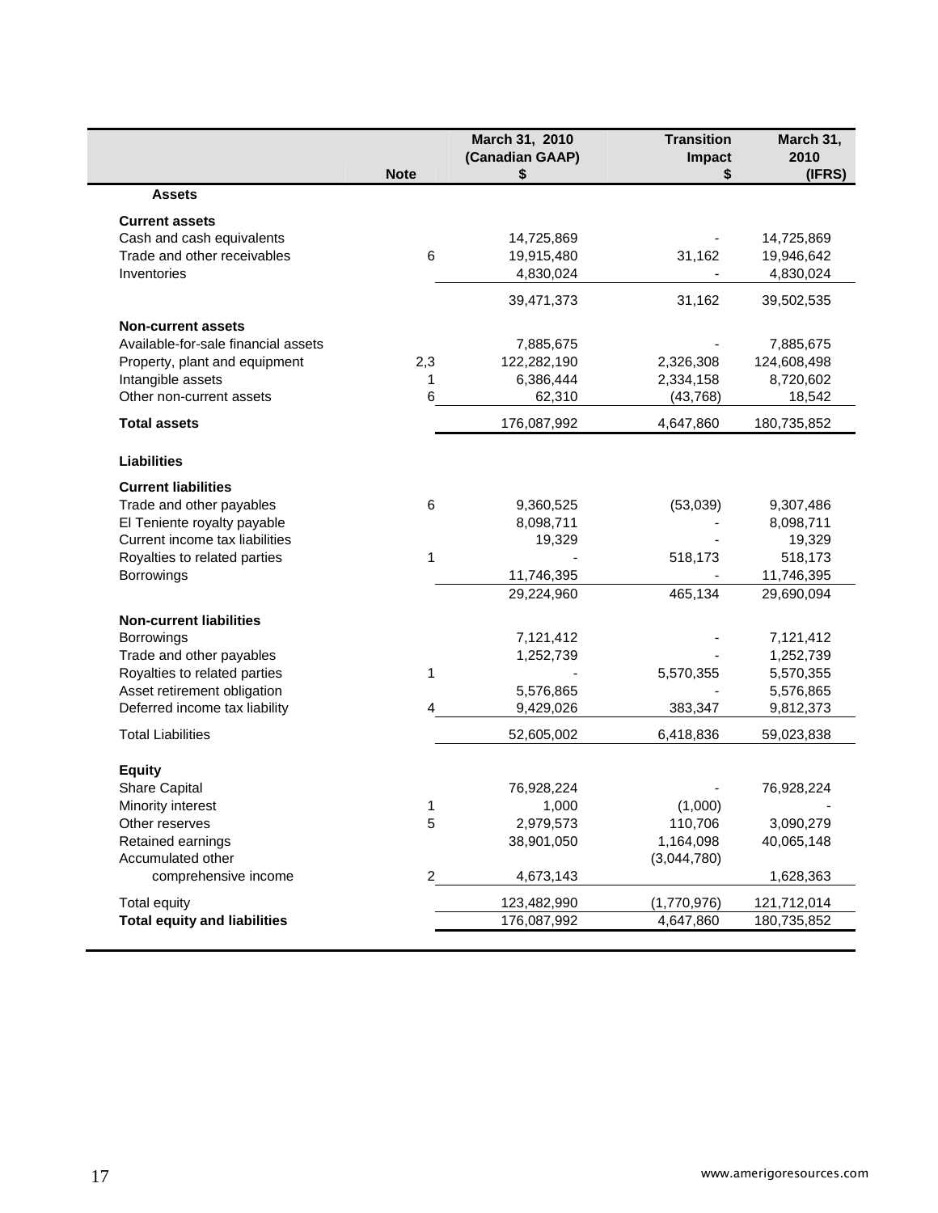| | Note | March 31, 2010 (Canadian GAAP) $ | Transition Impact $ | March 31, 2010 (IFRS) |
|---|---|---|---|---|
| **Assets** | | | | |
| **Current assets** | | | | |
| Cash and cash equivalents | | 14,725,869 | - | 14,725,869 |
| Trade and other receivables | 6 | 19,915,480 | 31,162 | 19,946,642 |
| Inventories | | 4,830,024 | - | 4,830,024 |
| | | 39,471,373 | 31,162 | 39,502,535 |
| **Non-current assets** | | | | |
| Available-for-sale financial assets | | 7,885,675 | - | 7,885,675 |
| Property, plant and equipment | 2,3 | 122,282,190 | 2,326,308 | 124,608,498 |
| Intangible assets | 1 | 6,386,444 | 2,334,158 | 8,720,602 |
| Other non-current assets | 6 | 62,310 | (43,768) | 18,542 |
| **Total assets** | | 176,087,992 | 4,647,860 | 180,735,852 |
| **Liabilities** | | | | |
| **Current liabilities** | | | | |
| Trade and other payables | 6 | 9,360,525 | (53,039) | 9,307,486 |
| El Teniente royalty payable | | 8,098,711 | - | 8,098,711 |
| Current income tax liabilities | | 19,329 | - | 19,329 |
| Royalties to related parties | 1 | - | 518,173 | 518,173 |
| Borrowings | | 11,746,395 | - | 11,746,395 |
| | | 29,224,960 | 465,134 | 29,690,094 |
| **Non-current liabilities** | | | | |
| Borrowings | | 7,121,412 | - | 7,121,412 |
| Trade and other payables | | 1,252,739 | - | 1,252,739 |
| Royalties to related parties | 1 | - | 5,570,355 | 5,570,355 |
| Asset retirement obligation | | 5,576,865 | - | 5,576,865 |
| Deferred income tax liability | 4 | 9,429,026 | 383,347 | 9,812,373 |
| Total Liabilities | | 52,605,002 | 6,418,836 | 59,023,838 |
| **Equity** | | | | |
| Share Capital | | 76,928,224 | - | 76,928,224 |
| Minority interest | 1 | 1,000 | (1,000) | - |
| Other reserves | 5 | 2,979,573 | 110,706 | 3,090,279 |
| Retained earnings | | 38,901,050 | 1,164,098 | 40,065,148 |
| Accumulated other comprehensive income | 2 | 4,673,143 | (3,044,780) | 1,628,363 |
| Total equity | | 123,482,990 | (1,770,976) | 121,712,014 |
| **Total equity and liabilities** | | 176,087,992 | 4,647,860 | 180,735,852 |

www.amerigoresources.com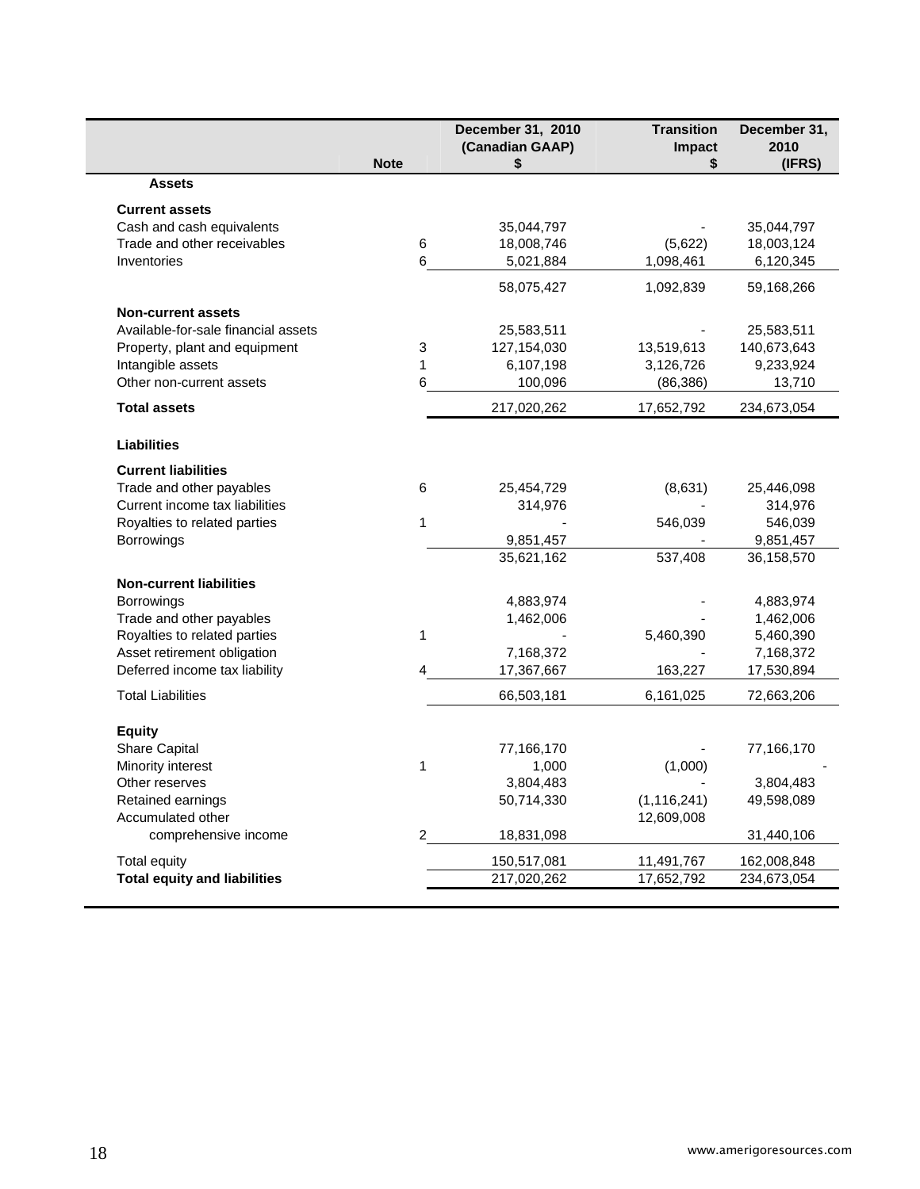| | Note | December 31, 2010 (Canadian GAAP) $ | Transition Impact $ | December 31, 2010 (IFRS) |
|---|---|---|---|---|
| **Assets** | | | | |
| **Current assets** | | | | |
| Cash and cash equivalents | | 35,044,797 | - | 35,044,797 |
| Trade and other receivables | 6 | 18,008,746 | (5,622) | 18,003,124 |
| Inventories | 6 | 5,021,884 | 1,098,461 | 6,120,345 |
| | | 58,075,427 | 1,092,839 | 59,168,266 |
| **Non-current assets** | | | | |
| Available-for-sale financial assets | | 25,583,511 | - | 25,583,511 |
| Property, plant and equipment | 3 | 127,154,030 | 13,519,613 | 140,673,643 |
| Intangible assets | 1 | 6,107,198 | 3,126,726 | 9,233,924 |
| Other non-current assets | 6 | 100,096 | (86,386) | 13,710 |
| **Total assets** | | 217,020,262 | 17,652,792 | 234,673,054 |
| **Liabilities** | | | | |
| **Current liabilities** | | | | |
| Trade and other payables | 6 | 25,454,729 | (8,631) | 25,446,098 |
| Current income tax liabilities | | 314,976 | - | 314,976 |
| Royalties to related parties | 1 | - | 546,039 | 546,039 |
| Borrowings | | 9,851,457 | - | 9,851,457 |
| | | 35,621,162 | 537,408 | 36,158,570 |
| **Non-current liabilities** | | | | |
| Borrowings | | 4,883,974 | - | 4,883,974 |
| Trade and other payables | | 1,462,006 | - | 1,462,006 |
| Royalties to related parties | 1 | - | 5,460,390 | 5,460,390 |
| Asset retirement obligation | | 7,168,372 | - | 7,168,372 |
| Deferred income tax liability | 4 | 17,367,667 | 163,227 | 17,530,894 |
| Total Liabilities | | 66,503,181 | 6,161,025 | 72,663,206 |
| **Equity** | | | | |
| Share Capital | | 77,166,170 | - | 77,166,170 |
| Minority interest | 1 | 1,000 | (1,000) | - |
| Other reserves | | 3,804,483 | - | 3,804,483 |
| Retained earnings | | 50,714,330 | (1,116,241) | 49,598,089 |
| Accumulated other comprehensive income | 2 | 18,831,098 | 12,609,008 | 31,440,106 |
| Total equity | | 150,517,081 | 11,491,767 | 162,008,848 |
| **Total equity and liabilities** | | 217,020,262 | 17,652,792 | 234,673,054 |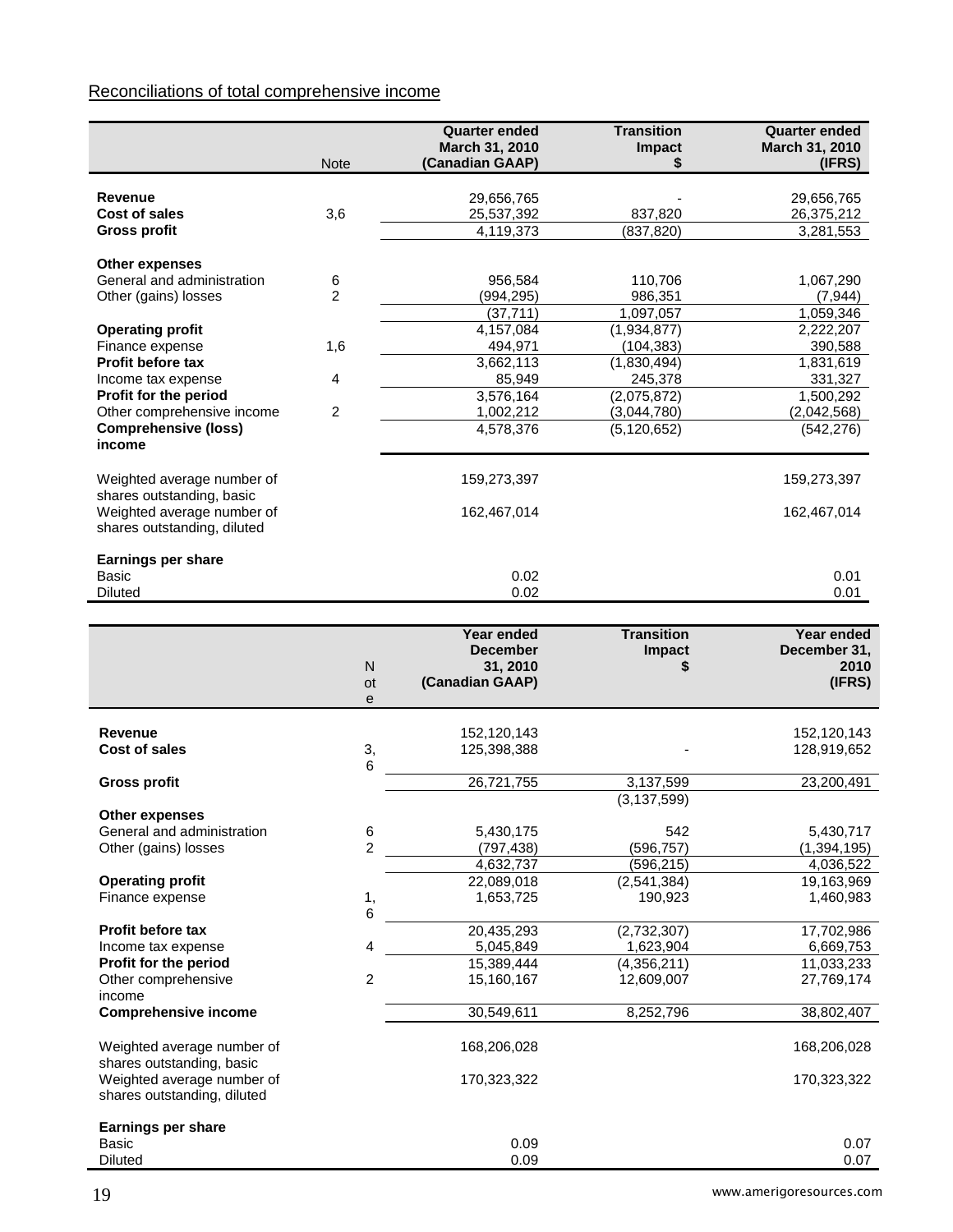Reconciliations of total comprehensive income

| | Note | Quarter ended March 31, 2010 (Canadian GAAP) | Transition Impact $ | Quarter ended March 31, 2010 (IFRS) |
|---|---|---|---|---|
| **Revenue** | | 29,656,765 | - | 29,656,765 |
| **Cost of sales** | 3,6 | 25,537,392 | 837,820 | 26,375,212 |
| **Gross profit** | | 4,119,373 | (837,820) | 3,281,553 |
| **Other expenses** | | | | |
| General and administration | 6 | 956,584 | 110,706 | 1,067,290 |
| Other (gains) losses | 2 | (994,295) | 986,351 | (7,944) |
| | | (37,711) | 1,097,057 | 1,059,346 |
| **Operating profit** | | 4,157,084 | (1,934,877) | 2,222,207 |
| Finance expense | 1,6 | 494,971 | (104,383) | 390,588 |
| **Profit before tax** | | 3,662,113 | (1,830,494) | 1,831,619 |
| Income tax expense | 4 | 85,949 | 245,378 | 331,327 |
| **Profit for the period** | | 3,576,164 | (2,075,872) | 1,500,292 |
| Other comprehensive income | 2 | 1,002,212 | (3,044,780) | (2,042,568) |
| **Comprehensive (loss) income** | | 4,578,376 | (5,120,652) | (542,276) |
| Weighted average number of shares outstanding, basic | | 159,273,397 | | 159,273,397 |
| Weighted average number of shares outstanding, diluted | | 162,467,014 | | 162,467,014 |
| **Earnings per share** | | | | |
| Basic | | 0.02 | | 0.01 |
| Diluted | | 0.02 | | 0.01 |

| | Note | Year ended December 31, 2010 (Canadian GAAP) | Transition Impact $ | Year ended December 31, 2010 (IFRS) |
|---|---|---|---|---|
| **Revenue** | | 152,120,143 | | 152,120,143 |
| **Cost of sales** | 3,6 | 125,398,388 | - | 128,919,652 |
| **Gross profit** | | 26,721,755 | 3,137,599 | 23,200,491 |
| | | | (3,137,599) | |
| **Other expenses** | | | | |
| General and administration | 6 | 5,430,175 | 542 | 5,430,717 |
| Other (gains) losses | 2 | (797,438) | (596,757) | (1,394,195) |
| | | 4,632,737 | (596,215) | 4,036,522 |
| **Operating profit** | | 22,089,018 | (2,541,384) | 19,163,969 |
| Finance expense | 1,6 | 1,653,725 | 190,923 | 1,460,983 |
| **Profit before tax** | | 20,435,293 | (2,732,307) | 17,702,986 |
| Income tax expense | 4 | 5,045,849 | 1,623,904 | 6,669,753 |
| **Profit for the period** | | 15,389,444 | (4,356,211) | 11,033,233 |
| Other comprehensive income | 2 | 15,160,167 | 12,609,007 | 27,769,174 |
| **Comprehensive income** | | 30,549,611 | 8,252,796 | 38,802,407 |
| Weighted average number of shares outstanding, basic | | 168,206,028 | | 168,206,028 |
| Weighted average number of shares outstanding, diluted | | 170,323,322 | | 170,323,322 |
| **Earnings per share** | | | | |
| Basic | | 0.09 | | 0.07 |
| Diluted | | 0.09 | | 0.07 |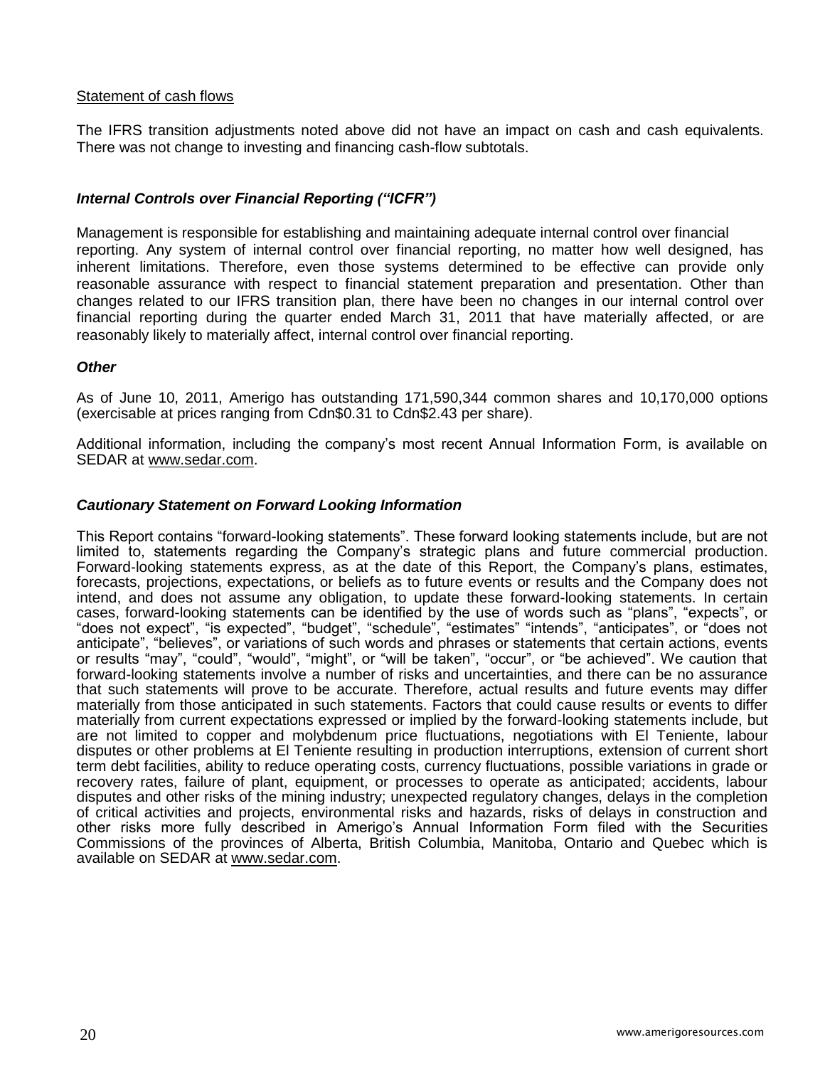Statement of cash flows

The IFRS transition adjustments noted above did not have an impact on cash and cash equivalents. There was not change to investing and financing cash-flow subtotals.

### *Internal Controls over Financial Reporting ("ICFR")*

Management is responsible for establishing and maintaining adequate internal control over financial reporting. Any system of internal control over financial reporting, no matter how well designed, has inherent limitations. Therefore, even those systems determined to be effective can provide only reasonable assurance with respect to financial statement preparation and presentation. Other than changes related to our IFRS transition plan, there have been no changes in our internal control over financial reporting during the quarter ended March 31, 2011 that have materially affected, or are reasonably likely to materially affect, internal control over financial reporting.

### *Other*

As of June 10, 2011, Amerigo has outstanding 171,590,344 common shares and 10,170,000 options (exercisable at prices ranging from Cdn$0.31 to Cdn$2.43 per share).

Additional information, including the company's most recent Annual Information Form, is available on SEDAR at www.sedar.com.

### *Cautionary Statement on Forward Looking Information*

This Report contains "forward-looking statements". These forward looking statements include, but are not limited to, statements regarding the Company's strategic plans and future commercial production. Forward-looking statements express, as at the date of this Report, the Company's plans, estimates, forecasts, projections, expectations, or beliefs as to future events or results and the Company does not intend, and does not assume any obligation, to update these forward-looking statements. In certain cases, forward-looking statements can be identified by the use of words such as "plans", "expects", or "does not expect", "is expected", "budget", "schedule", "estimates" "intends", "anticipates", or "does not anticipate", "believes", or variations of such words and phrases or statements that certain actions, events or results "may", "could", "would", "might", or "will be taken", "occur", or "be achieved". We caution that forward-looking statements involve a number of risks and uncertainties, and there can be no assurance that such statements will prove to be accurate. Therefore, actual results and future events may differ materially from those anticipated in such statements. Factors that could cause results or events to differ materially from current expectations expressed or implied by the forward-looking statements include, but are not limited to copper and molybdenum price fluctuations, negotiations with El Teniente, labour disputes or other problems at El Teniente resulting in production interruptions, extension of current short term debt facilities, ability to reduce operating costs, currency fluctuations, possible variations in grade or recovery rates, failure of plant, equipment, or processes to operate as anticipated; accidents, labour disputes and other risks of the mining industry; unexpected regulatory changes, delays in the completion of critical activities and projects, environmental risks and hazards, risks of delays in construction and other risks more fully described in Amerigo's Annual Information Form filed with the Securities Commissions of the provinces of Alberta, British Columbia, Manitoba, Ontario and Quebec which is available on SEDAR at www.sedar.com.